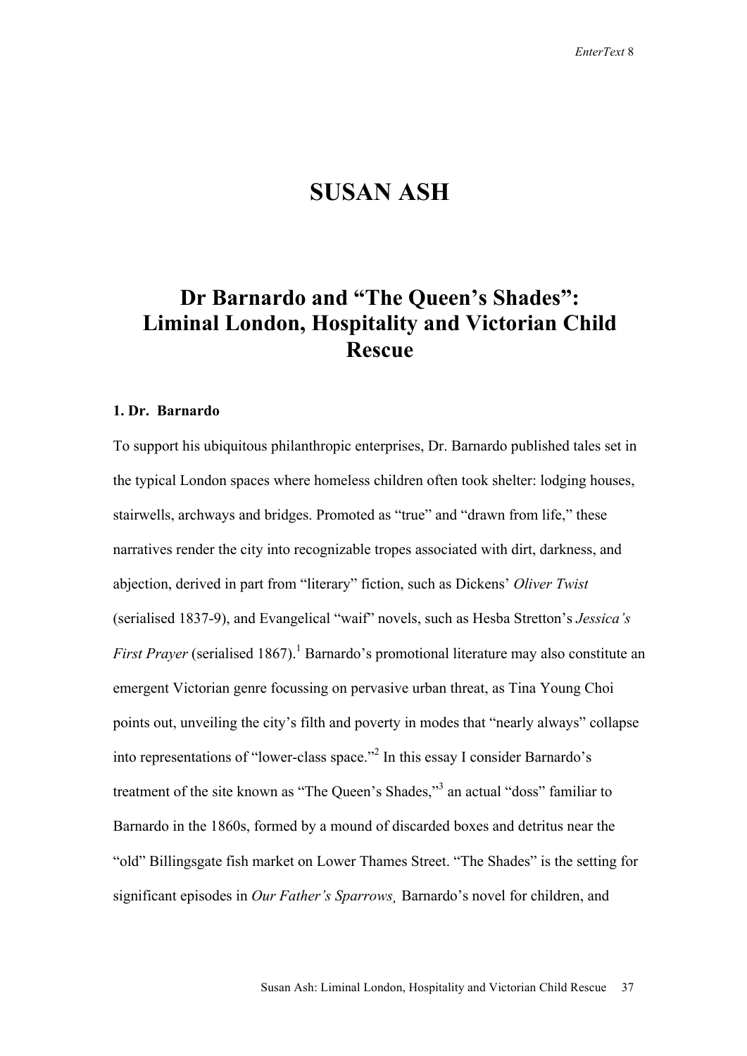# SUSAN ASH

## Dr Barnardo and "The Queen's Shades": Liminal London, Hospitality and Victorian Child Rescue

### 1. Dr. Barnardo

To support his ubiquitous philanthropic enterprises, Dr. Barnardo published tales set in the typical London spaces where homeless children often took shelter: lodging houses, stairwells, archways and bridges. Promoted as "true" and "drawn from life," these narratives render the city into recognizable tropes associated with dirt, darkness, and abjection, derived in part from "literary" fiction, such as Dickens' *Oliver Twist* (serialised 1837-9), and Evangelical "waif" novels, such as Hesba Stretton's *Jessica's First Prayer* (serialised 1867).[1] Barnardo's promotional literature may also constitute an emergent Victorian genre focussing on pervasive urban threat, as Tina Young Choi points out, unveiling the city's filth and poverty in modes that "nearly always" collapse into representations of "lower-class space."[2] In this essay I consider Barnardo's treatment of the site known as "The Queen's Shades,"[3] an actual "doss" familiar to Barnardo in the 1860s, formed by a mound of discarded boxes and detritus near the "old" Billingsgate fish market on Lower Thames Street. "The Shades" is the setting for significant episodes in *Our Father's Sparrows,* Barnardo's novel for children, and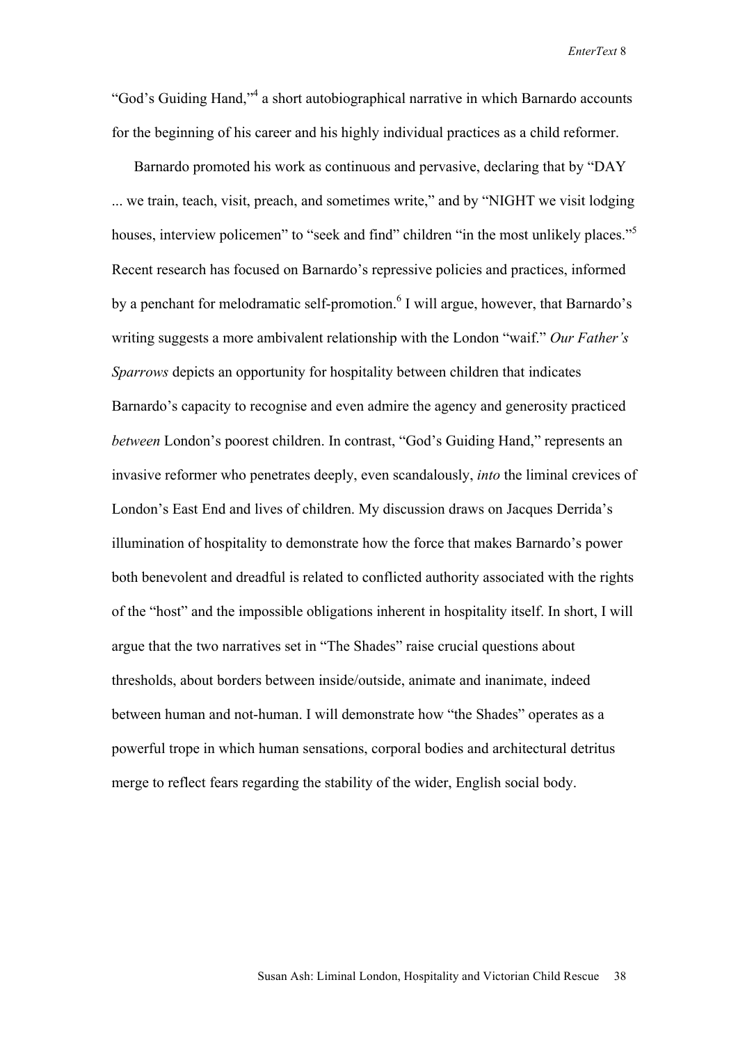"God's Guiding Hand,"[4] a short autobiographical narrative in which Barnardo accounts for the beginning of his career and his highly individual practices as a child reformer.

Barnardo promoted his work as continuous and pervasive, declaring that by "DAY ... we train, teach, visit, preach, and sometimes write," and by "NIGHT we visit lodging houses, interview policemen" to "seek and find" children "in the most unlikely places."[5] Recent research has focused on Barnardo's repressive policies and practices, informed by a penchant for melodramatic self-promotion.[6] I will argue, however, that Barnardo's writing suggests a more ambivalent relationship with the London "waif." *Our Father's Sparrows* depicts an opportunity for hospitality between children that indicates Barnardo's capacity to recognise and even admire the agency and generosity practiced *between* London's poorest children. In contrast, "God's Guiding Hand," represents an invasive reformer who penetrates deeply, even scandalously, *into* the liminal crevices of London's East End and lives of children. My discussion draws on Jacques Derrida's illumination of hospitality to demonstrate how the force that makes Barnardo's power both benevolent and dreadful is related to conflicted authority associated with the rights of the "host" and the impossible obligations inherent in hospitality itself. In short, I will argue that the two narratives set in "The Shades" raise crucial questions about thresholds, about borders between inside/outside, animate and inanimate, indeed between human and not-human. I will demonstrate how "the Shades" operates as a powerful trope in which human sensations, corporal bodies and architectural detritus merge to reflect fears regarding the stability of the wider, English social body.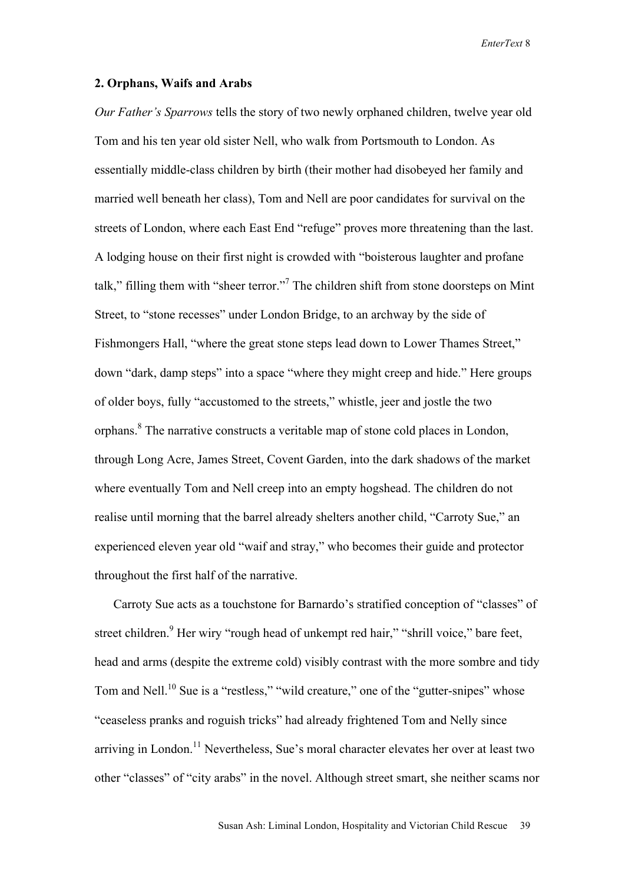### 2. Orphans, Waifs and Arabs

*Our Father's Sparrows* tells the story of two newly orphaned children, twelve year old Tom and his ten year old sister Nell, who walk from Portsmouth to London. As essentially middle-class children by birth (their mother had disobeyed her family and married well beneath her class), Tom and Nell are poor candidates for survival on the streets of London, where each East End "refuge" proves more threatening than the last. A lodging house on their first night is crowded with "boisterous laughter and profane talk," filling them with "sheer terror."[7] The children shift from stone doorsteps on Mint Street, to "stone recesses" under London Bridge, to an archway by the side of Fishmongers Hall, "where the great stone steps lead down to Lower Thames Street," down "dark, damp steps" into a space "where they might creep and hide." Here groups of older boys, fully "accustomed to the streets," whistle, jeer and jostle the two orphans.[8] The narrative constructs a veritable map of stone cold places in London, through Long Acre, James Street, Covent Garden, into the dark shadows of the market where eventually Tom and Nell creep into an empty hogshead. The children do not realise until morning that the barrel already shelters another child, "Carroty Sue," an experienced eleven year old "waif and stray," who becomes their guide and protector throughout the first half of the narrative.

Carroty Sue acts as a touchstone for Barnardo's stratified conception of "classes" of street children.[9] Her wiry "rough head of unkempt red hair," "shrill voice," bare feet, head and arms (despite the extreme cold) visibly contrast with the more sombre and tidy Tom and Nell.[10] Sue is a "restless," "wild creature," one of the "gutter-snipes" whose "ceaseless pranks and roguish tricks" had already frightened Tom and Nelly since arriving in London.[11] Nevertheless, Sue's moral character elevates her over at least two other "classes" of "city arabs" in the novel. Although street smart, she neither scams nor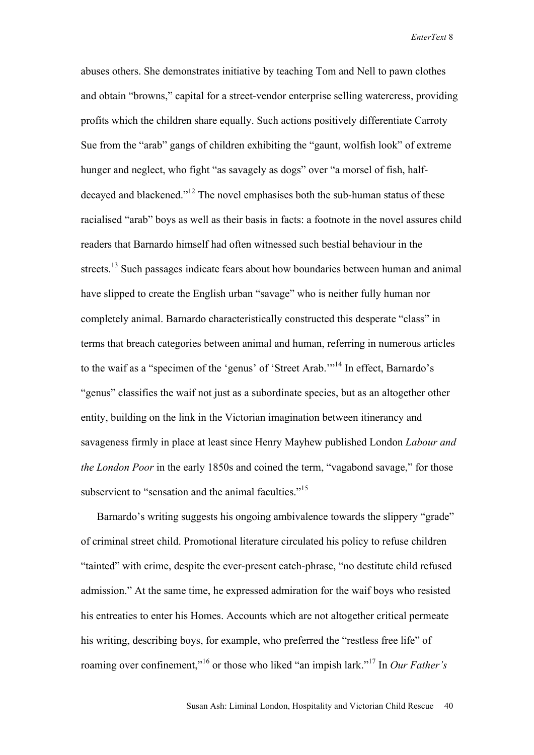abuses others. She demonstrates initiative by teaching Tom and Nell to pawn clothes and obtain "browns," capital for a street-vendor enterprise selling watercress, providing profits which the children share equally. Such actions positively differentiate Carroty Sue from the "arab" gangs of children exhibiting the "gaunt, wolfish look" of extreme hunger and neglect, who fight "as savagely as dogs" over "a morsel of fish, half-decayed and blackened."[12] The novel emphasises both the sub-human status of these racialised "arab" boys as well as their basis in facts: a footnote in the novel assures child readers that Barnardo himself had often witnessed such bestial behaviour in the streets.[13] Such passages indicate fears about how boundaries between human and animal have slipped to create the English urban "savage" who is neither fully human nor completely animal. Barnardo characteristically constructed this desperate "class" in terms that breach categories between animal and human, referring in numerous articles to the waif as a "specimen of the 'genus' of 'Street Arab.'"[14] In effect, Barnardo's "genus" classifies the waif not just as a subordinate species, but as an altogether other entity, building on the link in the Victorian imagination between itinerancy and savageness firmly in place at least since Henry Mayhew published London *Labour and the London Poor* in the early 1850s and coined the term, "vagabond savage," for those subservient to "sensation and the animal faculties."[15]

Barnardo's writing suggests his ongoing ambivalence towards the slippery "grade" of criminal street child. Promotional literature circulated his policy to refuse children "tainted" with crime, despite the ever-present catch-phrase, "no destitute child refused admission." At the same time, he expressed admiration for the waif boys who resisted his entreaties to enter his Homes. Accounts which are not altogether critical permeate his writing, describing boys, for example, who preferred the "restless free life" of roaming over confinement,"[16] or those who liked "an impish lark."[17] In *Our Father's*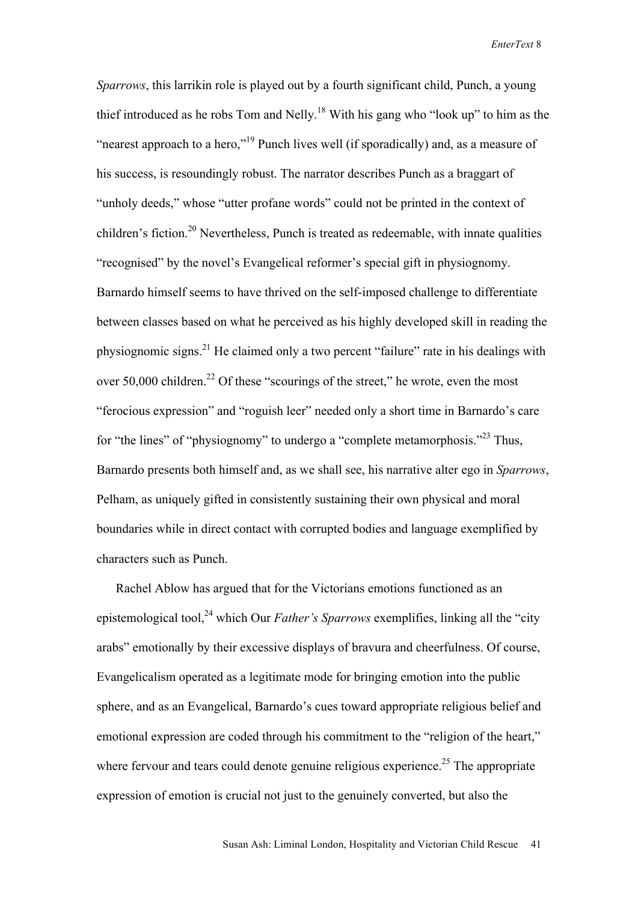*Sparrows*, this larrikin role is played out by a fourth significant child, Punch, a young thief introduced as he robs Tom and Nelly.[18] With his gang who "look up" to him as the "nearest approach to a hero,"[19] Punch lives well (if sporadically) and, as a measure of his success, is resoundingly robust. The narrator describes Punch as a braggart of "unholy deeds," whose "utter profane words" could not be printed in the context of children's fiction.[20] Nevertheless, Punch is treated as redeemable, with innate qualities "recognised" by the novel's Evangelical reformer's special gift in physiognomy. Barnardo himself seems to have thrived on the self-imposed challenge to differentiate between classes based on what he perceived as his highly developed skill in reading the physiognomic signs.[21] He claimed only a two percent "failure" rate in his dealings with over 50,000 children.[22] Of these "scourings of the street," he wrote, even the most "ferocious expression" and "roguish leer" needed only a short time in Barnardo's care for "the lines" of "physiognomy" to undergo a "complete metamorphosis."[23] Thus, Barnardo presents both himself and, as we shall see, his narrative alter ego in *Sparrows*, Pelham, as uniquely gifted in consistently sustaining their own physical and moral boundaries while in direct contact with corrupted bodies and language exemplified by characters such as Punch.

Rachel Ablow has argued that for the Victorians emotions functioned as an epistemological tool,[24] which Our *Father's Sparrows* exemplifies, linking all the "city arabs" emotionally by their excessive displays of bravura and cheerfulness. Of course, Evangelicalism operated as a legitimate mode for bringing emotion into the public sphere, and as an Evangelical, Barnardo's cues toward appropriate religious belief and emotional expression are coded through his commitment to the "religion of the heart," where fervour and tears could denote genuine religious experience.[25] The appropriate expression of emotion is crucial not just to the genuinely converted, but also the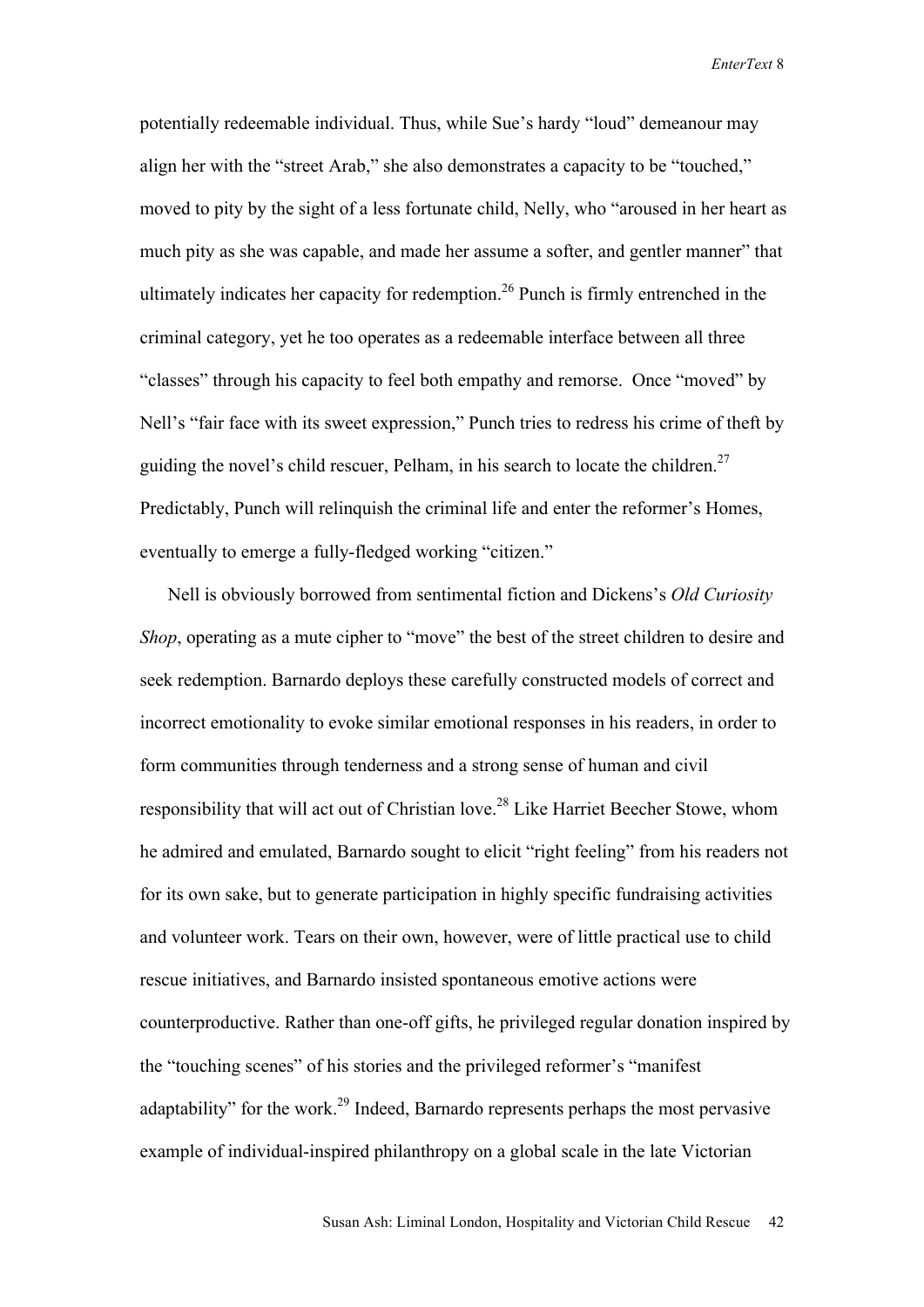potentially redeemable individual. Thus, while Sue's hardy "loud" demeanour may align her with the "street Arab," she also demonstrates a capacity to be "touched," moved to pity by the sight of a less fortunate child, Nelly, who "aroused in her heart as much pity as she was capable, and made her assume a softer, and gentler manner" that ultimately indicates her capacity for redemption.[26] Punch is firmly entrenched in the criminal category, yet he too operates as a redeemable interface between all three "classes" through his capacity to feel both empathy and remorse. Once "moved" by Nell's "fair face with its sweet expression," Punch tries to redress his crime of theft by guiding the novel's child rescuer, Pelham, in his search to locate the children.[27] Predictably, Punch will relinquish the criminal life and enter the reformer's Homes, eventually to emerge a fully-fledged working "citizen."

Nell is obviously borrowed from sentimental fiction and Dickens's *Old Curiosity Shop*, operating as a mute cipher to "move" the best of the street children to desire and seek redemption. Barnardo deploys these carefully constructed models of correct and incorrect emotionality to evoke similar emotional responses in his readers, in order to form communities through tenderness and a strong sense of human and civil responsibility that will act out of Christian love.[28] Like Harriet Beecher Stowe, whom he admired and emulated, Barnardo sought to elicit "right feeling" from his readers not for its own sake, but to generate participation in highly specific fundraising activities and volunteer work. Tears on their own, however, were of little practical use to child rescue initiatives, and Barnardo insisted spontaneous emotive actions were counterproductive. Rather than one-off gifts, he privileged regular donation inspired by the "touching scenes" of his stories and the privileged reformer's "manifest adaptability" for the work.[29] Indeed, Barnardo represents perhaps the most pervasive example of individual-inspired philanthropy on a global scale in the late Victorian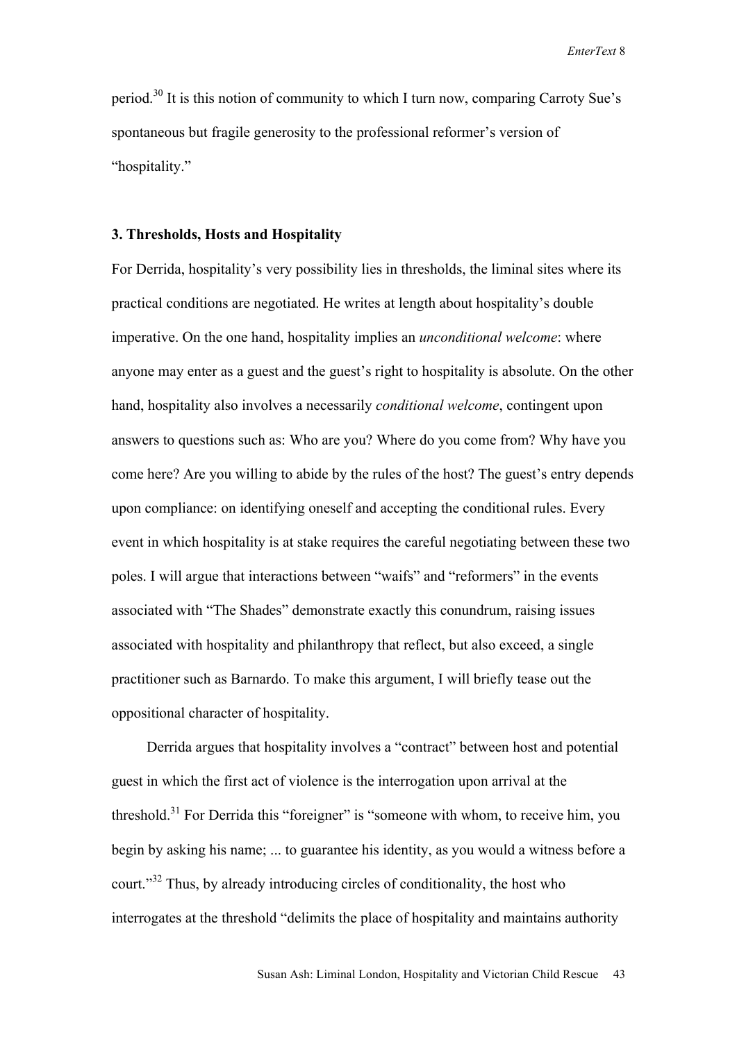period.[30] It is this notion of community to which I turn now, comparing Carroty Sue's spontaneous but fragile generosity to the professional reformer's version of "hospitality."

### 3. Thresholds, Hosts and Hospitality

For Derrida, hospitality's very possibility lies in thresholds, the liminal sites where its practical conditions are negotiated. He writes at length about hospitality's double imperative. On the one hand, hospitality implies an *unconditional welcome*: where anyone may enter as a guest and the guest's right to hospitality is absolute. On the other hand, hospitality also involves a necessarily *conditional welcome*, contingent upon answers to questions such as: Who are you? Where do you come from? Why have you come here? Are you willing to abide by the rules of the host? The guest's entry depends upon compliance: on identifying oneself and accepting the conditional rules. Every event in which hospitality is at stake requires the careful negotiating between these two poles. I will argue that interactions between "waifs" and "reformers" in the events associated with "The Shades" demonstrate exactly this conundrum, raising issues associated with hospitality and philanthropy that reflect, but also exceed, a single practitioner such as Barnardo. To make this argument, I will briefly tease out the oppositional character of hospitality.

Derrida argues that hospitality involves a "contract" between host and potential guest in which the first act of violence is the interrogation upon arrival at the threshold.[31] For Derrida this "foreigner" is "someone with whom, to receive him, you begin by asking his name; ... to guarantee his identity, as you would a witness before a court."[32] Thus, by already introducing circles of conditionality, the host who interrogates at the threshold "delimits the place of hospitality and maintains authority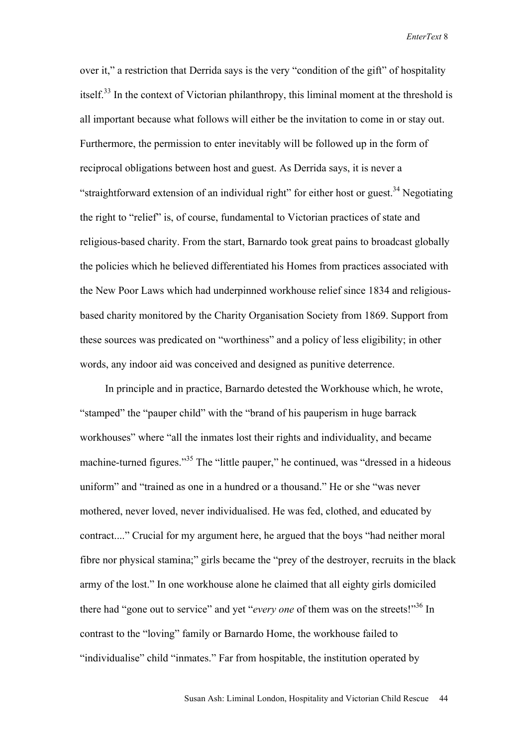over it," a restriction that Derrida says is the very "condition of the gift" of hospitality itself.[33] In the context of Victorian philanthropy, this liminal moment at the threshold is all important because what follows will either be the invitation to come in or stay out. Furthermore, the permission to enter inevitably will be followed up in the form of reciprocal obligations between host and guest. As Derrida says, it is never a "straightforward extension of an individual right" for either host or guest.[34] Negotiating the right to "relief" is, of course, fundamental to Victorian practices of state and religious-based charity. From the start, Barnardo took great pains to broadcast globally the policies which he believed differentiated his Homes from practices associated with the New Poor Laws which had underpinned workhouse relief since 1834 and religious-based charity monitored by the Charity Organisation Society from 1869. Support from these sources was predicated on "worthiness" and a policy of less eligibility; in other words, any indoor aid was conceived and designed as punitive deterrence.

In principle and in practice, Barnardo detested the Workhouse which, he wrote, "stamped" the "pauper child" with the "brand of his pauperism in huge barrack workhouses" where "all the inmates lost their rights and individuality, and became machine-turned figures."[35] The "little pauper," he continued, was "dressed in a hideous uniform" and "trained as one in a hundred or a thousand." He or she "was never mothered, never loved, never individualised. He was fed, clothed, and educated by contract...." Crucial for my argument here, he argued that the boys "had neither moral fibre nor physical stamina;" girls became the "prey of the destroyer, recruits in the black army of the lost." In one workhouse alone he claimed that all eighty girls domiciled there had "gone out to service" and yet "*every one* of them was on the streets!"[36] In contrast to the "loving" family or Barnardo Home, the workhouse failed to "individualise" child "inmates." Far from hospitable, the institution operated by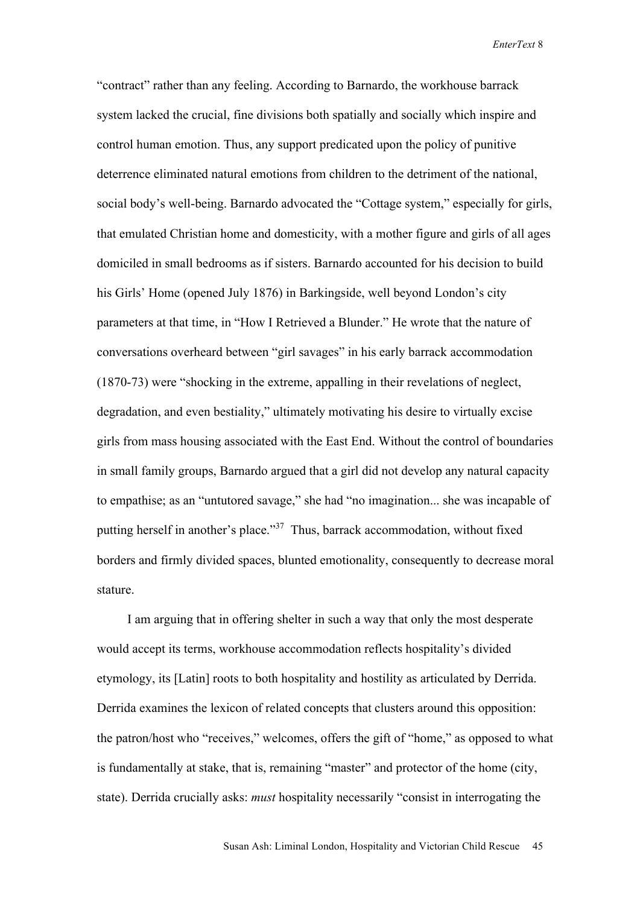"contract" rather than any feeling. According to Barnardo, the workhouse barrack system lacked the crucial, fine divisions both spatially and socially which inspire and control human emotion. Thus, any support predicated upon the policy of punitive deterrence eliminated natural emotions from children to the detriment of the national, social body's well-being. Barnardo advocated the "Cottage system," especially for girls, that emulated Christian home and domesticity, with a mother figure and girls of all ages domiciled in small bedrooms as if sisters. Barnardo accounted for his decision to build his Girls' Home (opened July 1876) in Barkingside, well beyond London's city parameters at that time, in "How I Retrieved a Blunder." He wrote that the nature of conversations overheard between "girl savages" in his early barrack accommodation (1870-73) were "shocking in the extreme, appalling in their revelations of neglect, degradation, and even bestiality," ultimately motivating his desire to virtually excise girls from mass housing associated with the East End. Without the control of boundaries in small family groups, Barnardo argued that a girl did not develop any natural capacity to empathise; as an "untutored savage," she had "no imagination... she was incapable of putting herself in another's place."[37] Thus, barrack accommodation, without fixed borders and firmly divided spaces, blunted emotionality, consequently to decrease moral stature.

I am arguing that in offering shelter in such a way that only the most desperate would accept its terms, workhouse accommodation reflects hospitality's divided etymology, its [Latin] roots to both hospitality and hostility as articulated by Derrida. Derrida examines the lexicon of related concepts that clusters around this opposition: the patron/host who "receives," welcomes, offers the gift of "home," as opposed to what is fundamentally at stake, that is, remaining "master" and protector of the home (city, state). Derrida crucially asks: *must* hospitality necessarily "consist in interrogating the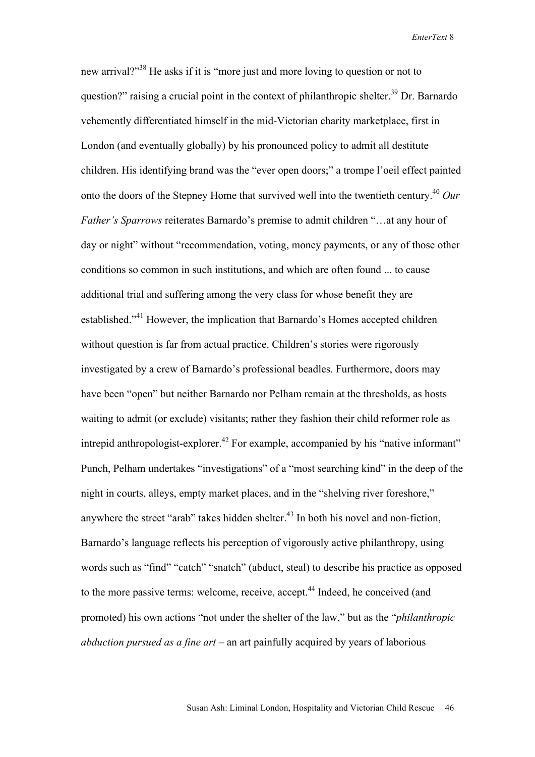new arrival?"[38] He asks if it is "more just and more loving to question or not to question?" raising a crucial point in the context of philanthropic shelter.[39] Dr. Barnardo vehemently differentiated himself in the mid-Victorian charity marketplace, first in London (and eventually globally) by his pronounced policy to admit all destitute children. His identifying brand was the "ever open doors;" a trompe l'oeil effect painted onto the doors of the Stepney Home that survived well into the twentieth century.[40] *Our Father's Sparrows* reiterates Barnardo's premise to admit children "…at any hour of day or night" without "recommendation, voting, money payments, or any of those other conditions so common in such institutions, and which are often found ... to cause additional trial and suffering among the very class for whose benefit they are established."[41] However, the implication that Barnardo's Homes accepted children without question is far from actual practice. Children's stories were rigorously investigated by a crew of Barnardo's professional beadles. Furthermore, doors may have been "open" but neither Barnardo nor Pelham remain at the thresholds, as hosts waiting to admit (or exclude) visitants; rather they fashion their child reformer role as intrepid anthropologist-explorer.[42] For example, accompanied by his "native informant" Punch, Pelham undertakes "investigations" of a "most searching kind" in the deep of the night in courts, alleys, empty market places, and in the "shelving river foreshore," anywhere the street "arab" takes hidden shelter.[43] In both his novel and non-fiction, Barnardo's language reflects his perception of vigorously active philanthropy, using words such as "find" "catch" "snatch" (abduct, steal) to describe his practice as opposed to the more passive terms: welcome, receive, accept.[44] Indeed, he conceived (and promoted) his own actions "not under the shelter of the law," but as the "*philanthropic abduction pursued as a fine art* – an art painfully acquired by years of laborious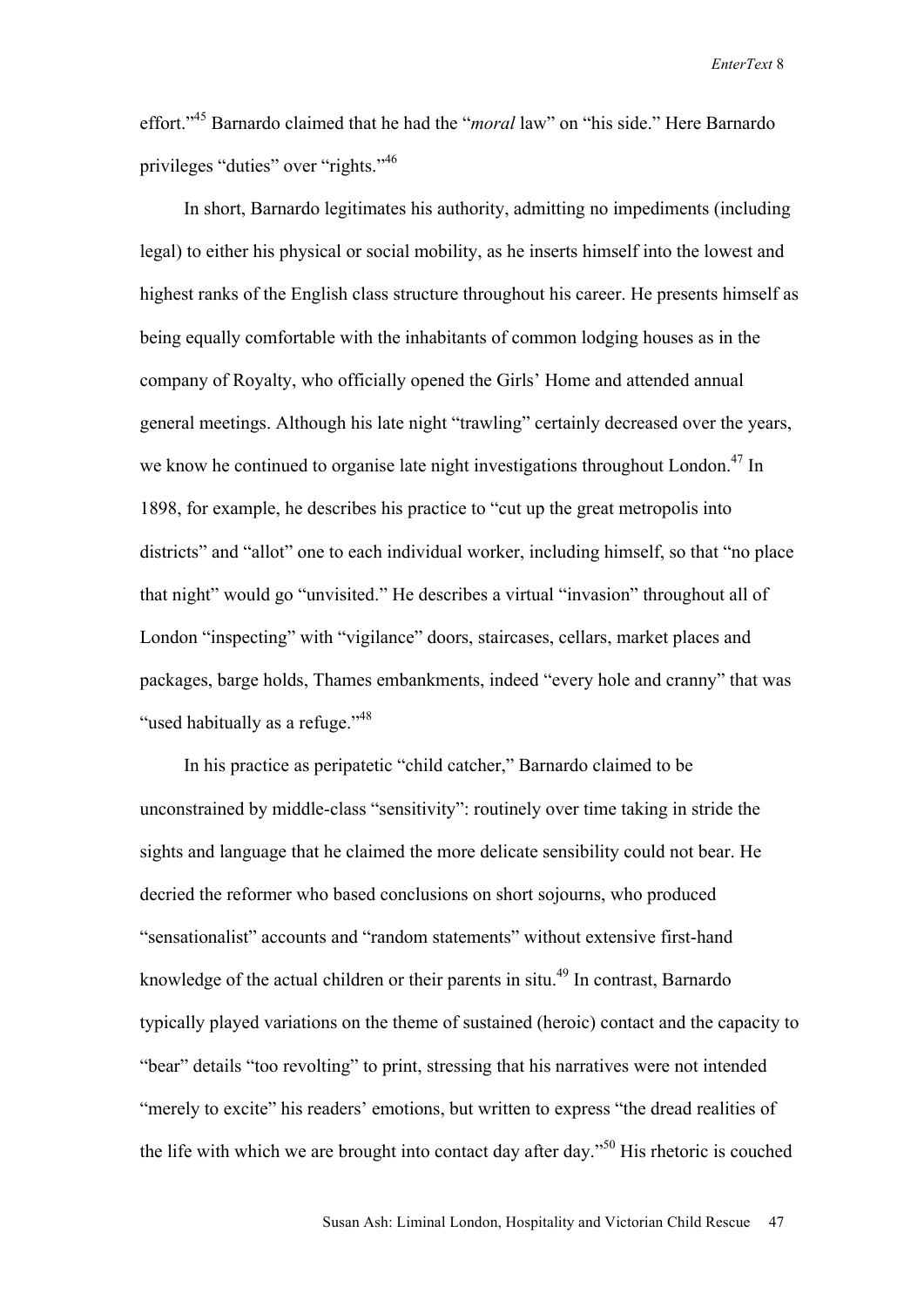effort."[45] Barnardo claimed that he had the "*moral* law" on "his side." Here Barnardo privileges "duties" over "rights."[46]

In short, Barnardo legitimates his authority, admitting no impediments (including legal) to either his physical or social mobility, as he inserts himself into the lowest and highest ranks of the English class structure throughout his career. He presents himself as being equally comfortable with the inhabitants of common lodging houses as in the company of Royalty, who officially opened the Girls' Home and attended annual general meetings. Although his late night "trawling" certainly decreased over the years, we know he continued to organise late night investigations throughout London.[47] In 1898, for example, he describes his practice to "cut up the great metropolis into districts" and "allot" one to each individual worker, including himself, so that "no place that night" would go "unvisited." He describes a virtual "invasion" throughout all of London "inspecting" with "vigilance" doors, staircases, cellars, market places and packages, barge holds, Thames embankments, indeed "every hole and cranny" that was "used habitually as a refuge."[48]

In his practice as peripatetic "child catcher," Barnardo claimed to be unconstrained by middle-class "sensitivity": routinely over time taking in stride the sights and language that he claimed the more delicate sensibility could not bear. He decried the reformer who based conclusions on short sojourns, who produced "sensationalist" accounts and "random statements" without extensive first-hand knowledge of the actual children or their parents in situ.[49] In contrast, Barnardo typically played variations on the theme of sustained (heroic) contact and the capacity to "bear" details "too revolting" to print, stressing that his narratives were not intended "merely to excite" his readers' emotions, but written to express "the dread realities of the life with which we are brought into contact day after day."[50] His rhetoric is couched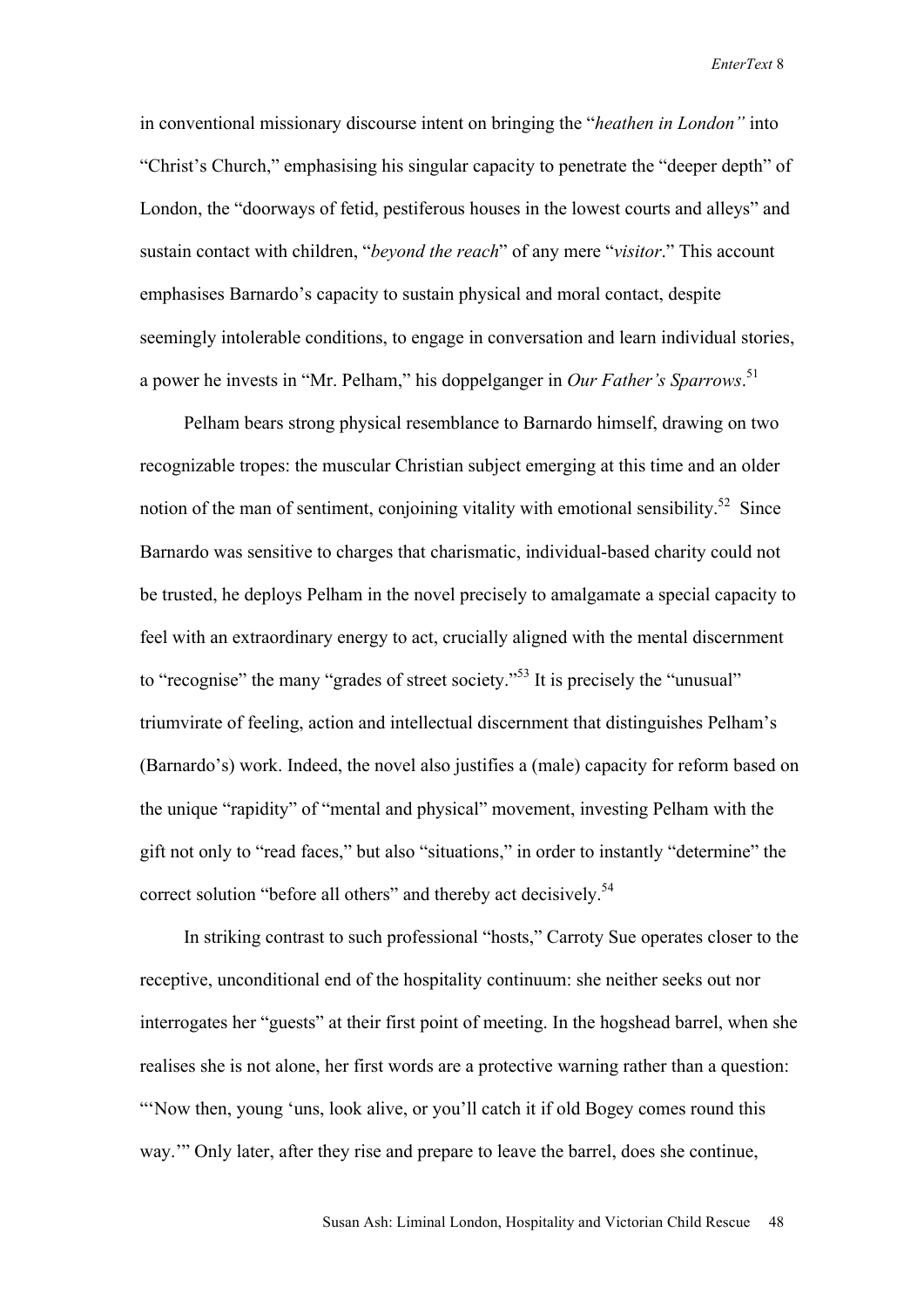in conventional missionary discourse intent on bringing the "*heathen in London"* into "Christ's Church," emphasising his singular capacity to penetrate the "deeper depth" of London, the "doorways of fetid, pestiferous houses in the lowest courts and alleys" and sustain contact with children, "*beyond the reach*" of any mere "*visitor*." This account emphasises Barnardo's capacity to sustain physical and moral contact, despite seemingly intolerable conditions, to engage in conversation and learn individual stories, a power he invests in "Mr. Pelham," his doppelganger in *Our Father's Sparrows*.[51]

Pelham bears strong physical resemblance to Barnardo himself, drawing on two recognizable tropes: the muscular Christian subject emerging at this time and an older notion of the man of sentiment, conjoining vitality with emotional sensibility.[52] Since Barnardo was sensitive to charges that charismatic, individual-based charity could not be trusted, he deploys Pelham in the novel precisely to amalgamate a special capacity to feel with an extraordinary energy to act, crucially aligned with the mental discernment to "recognise" the many "grades of street society."[53] It is precisely the "unusual" triumvirate of feeling, action and intellectual discernment that distinguishes Pelham's (Barnardo's) work. Indeed, the novel also justifies a (male) capacity for reform based on the unique "rapidity" of "mental and physical" movement, investing Pelham with the gift not only to "read faces," but also "situations," in order to instantly "determine" the correct solution "before all others" and thereby act decisively.[54]

In striking contrast to such professional "hosts," Carroty Sue operates closer to the receptive, unconditional end of the hospitality continuum: she neither seeks out nor interrogates her "guests" at their first point of meeting. In the hogshead barrel, when she realises she is not alone, her first words are a protective warning rather than a question: "'Now then, young 'uns, look alive, or you'll catch it if old Bogey comes round this way.'" Only later, after they rise and prepare to leave the barrel, does she continue,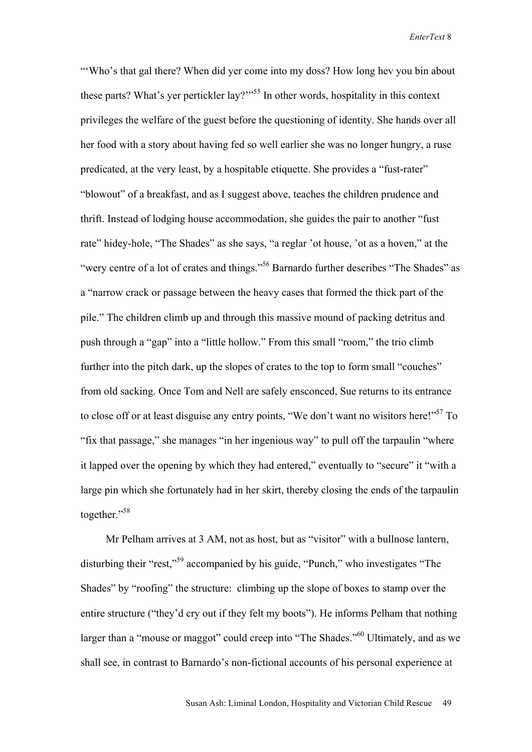"'Who's that gal there? When did yer come into my doss? How long hev you bin about these parts? What's yer pertickler lay?'"[55] In other words, hospitality in this context privileges the welfare of the guest before the questioning of identity. She hands over all her food with a story about having fed so well earlier she was no longer hungry, a ruse predicated, at the very least, by a hospitable etiquette. She provides a "fust-rater" "blowout" of a breakfast, and as I suggest above, teaches the children prudence and thrift. Instead of lodging house accommodation, she guides the pair to another "fust rate" hidey-hole, "The Shades" as she says, "a reglar 'ot house, 'ot as a hoven," at the "wery centre of a lot of crates and things."[56] Barnardo further describes "The Shades" as a "narrow crack or passage between the heavy cases that formed the thick part of the pile." The children climb up and through this massive mound of packing detritus and push through a "gap" into a "little hollow." From this small "room," the trio climb further into the pitch dark, up the slopes of crates to the top to form small "couches" from old sacking. Once Tom and Nell are safely ensconced, Sue returns to its entrance to close off or at least disguise any entry points, "We don't want no wisitors here!"[57] To "fix that passage," she manages "in her ingenious way" to pull off the tarpaulin "where it lapped over the opening by which they had entered," eventually to "secure" it "with a large pin which she fortunately had in her skirt, thereby closing the ends of the tarpaulin together."[58]

Mr Pelham arrives at 3 AM, not as host, but as "visitor" with a bullnose lantern, disturbing their "rest,"[59] accompanied by his guide, "Punch," who investigates "The Shades" by "roofing" the structure: climbing up the slope of boxes to stamp over the entire structure ("they'd cry out if they felt my boots"). He informs Pelham that nothing larger than a "mouse or maggot" could creep into "The Shades."[60] Ultimately, and as we shall see, in contrast to Barnardo's non-fictional accounts of his personal experience at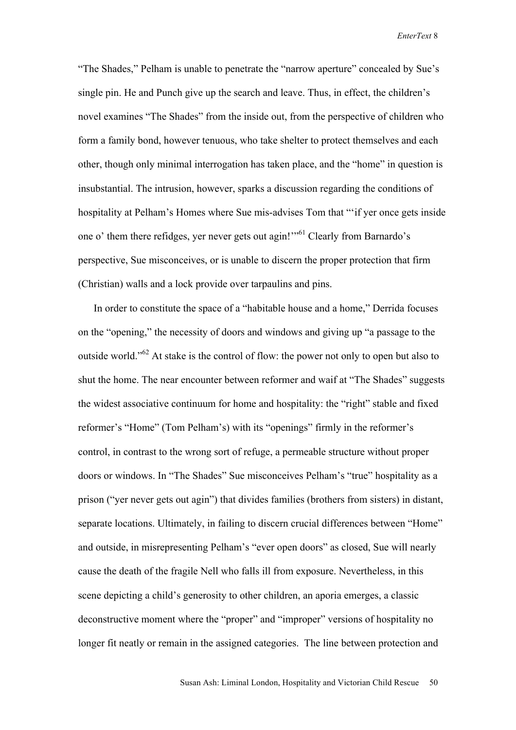"The Shades," Pelham is unable to penetrate the "narrow aperture" concealed by Sue's single pin. He and Punch give up the search and leave. Thus, in effect, the children's novel examines "The Shades" from the inside out, from the perspective of children who form a family bond, however tenuous, who take shelter to protect themselves and each other, though only minimal interrogation has taken place, and the "home" in question is insubstantial. The intrusion, however, sparks a discussion regarding the conditions of hospitality at Pelham's Homes where Sue mis-advises Tom that "'if yer once gets inside one o' them there refidges, yer never gets out agin!'"[61] Clearly from Barnardo's perspective, Sue misconceives, or is unable to discern the proper protection that firm (Christian) walls and a lock provide over tarpaulins and pins.

In order to constitute the space of a "habitable house and a home," Derrida focuses on the "opening," the necessity of doors and windows and giving up "a passage to the outside world."[62] At stake is the control of flow: the power not only to open but also to shut the home. The near encounter between reformer and waif at "The Shades" suggests the widest associative continuum for home and hospitality: the "right" stable and fixed reformer's "Home" (Tom Pelham's) with its "openings" firmly in the reformer's control, in contrast to the wrong sort of refuge, a permeable structure without proper doors or windows. In "The Shades" Sue misconceives Pelham's "true" hospitality as a prison ("yer never gets out agin") that divides families (brothers from sisters) in distant, separate locations. Ultimately, in failing to discern crucial differences between "Home" and outside, in misrepresenting Pelham's "ever open doors" as closed, Sue will nearly cause the death of the fragile Nell who falls ill from exposure. Nevertheless, in this scene depicting a child's generosity to other children, an aporia emerges, a classic deconstructive moment where the "proper" and "improper" versions of hospitality no longer fit neatly or remain in the assigned categories. The line between protection and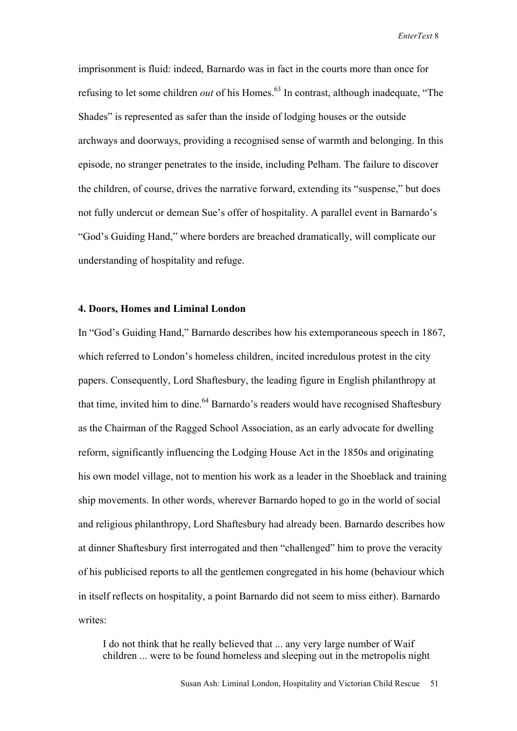imprisonment is fluid: indeed, Barnardo was in fact in the courts more than once for refusing to let some children *out* of his Homes.[63] In contrast, although inadequate, "The Shades" is represented as safer than the inside of lodging houses or the outside archways and doorways, providing a recognised sense of warmth and belonging. In this episode, no stranger penetrates to the inside, including Pelham. The failure to discover the children, of course, drives the narrative forward, extending its "suspense," but does not fully undercut or demean Sue's offer of hospitality. A parallel event in Barnardo's "God's Guiding Hand," where borders are breached dramatically, will complicate our understanding of hospitality and refuge.

## 4. Doors, Homes and Liminal London

In "God's Guiding Hand," Barnardo describes how his extemporaneous speech in 1867, which referred to London's homeless children, incited incredulous protest in the city papers. Consequently, Lord Shaftesbury, the leading figure in English philanthropy at that time, invited him to dine.[64] Barnardo's readers would have recognised Shaftesbury as the Chairman of the Ragged School Association, as an early advocate for dwelling reform, significantly influencing the Lodging House Act in the 1850s and originating his own model village, not to mention his work as a leader in the Shoeblack and training ship movements. In other words, wherever Barnardo hoped to go in the world of social and religious philanthropy, Lord Shaftesbury had already been. Barnardo describes how at dinner Shaftesbury first interrogated and then "challenged" him to prove the veracity of his publicised reports to all the gentlemen congregated in his home (behaviour which in itself reflects on hospitality, a point Barnardo did not seem to miss either). Barnardo writes:

> I do not think that he really believed that ... any very large number of Waif children ... were to be found homeless and sleeping out in the metropolis night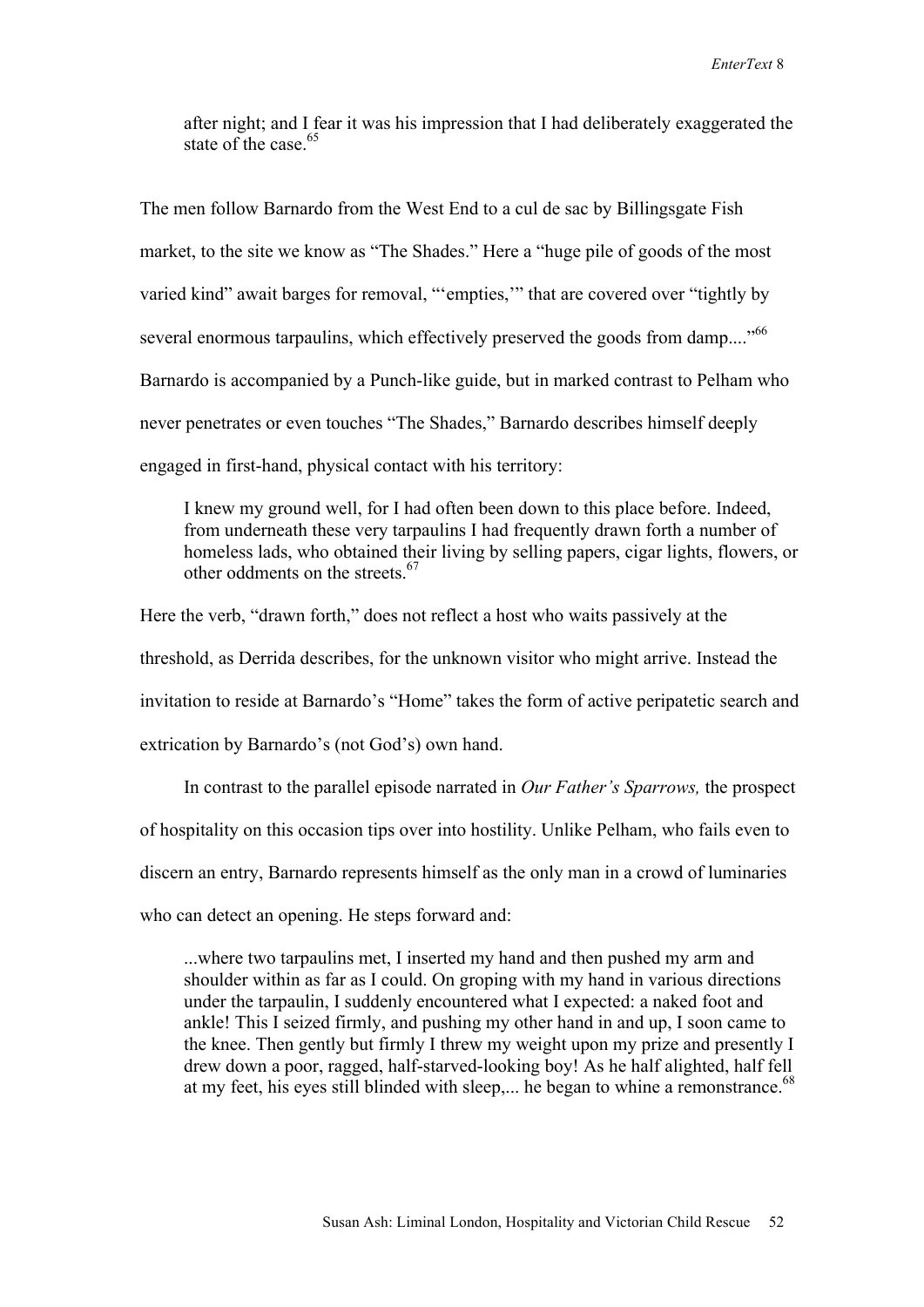> after night; and I fear it was his impression that I had deliberately exaggerated the state of the case.[65]

The men follow Barnardo from the West End to a cul de sac by Billingsgate Fish market, to the site we know as "The Shades." Here a "huge pile of goods of the most varied kind" await barges for removal, "'empties,'" that are covered over "tightly by several enormous tarpaulins, which effectively preserved the goods from damp...."[66] Barnardo is accompanied by a Punch-like guide, but in marked contrast to Pelham who never penetrates or even touches "The Shades," Barnardo describes himself deeply engaged in first-hand, physical contact with his territory:

> I knew my ground well, for I had often been down to this place before. Indeed, from underneath these very tarpaulins I had frequently drawn forth a number of homeless lads, who obtained their living by selling papers, cigar lights, flowers, or other oddments on the streets.[67]

Here the verb, "drawn forth," does not reflect a host who waits passively at the threshold, as Derrida describes, for the unknown visitor who might arrive. Instead the invitation to reside at Barnardo's "Home" takes the form of active peripatetic search and extrication by Barnardo's (not God's) own hand.

In contrast to the parallel episode narrated in *Our Father's Sparrows,* the prospect of hospitality on this occasion tips over into hostility. Unlike Pelham, who fails even to discern an entry, Barnardo represents himself as the only man in a crowd of luminaries who can detect an opening. He steps forward and:

> ...where two tarpaulins met, I inserted my hand and then pushed my arm and shoulder within as far as I could. On groping with my hand in various directions under the tarpaulin, I suddenly encountered what I expected: a naked foot and ankle! This I seized firmly, and pushing my other hand in and up, I soon came to the knee. Then gently but firmly I threw my weight upon my prize and presently I drew down a poor, ragged, half-starved-looking boy! As he half alighted, half fell at my feet, his eyes still blinded with sleep,... he began to whine a remonstrance.[68]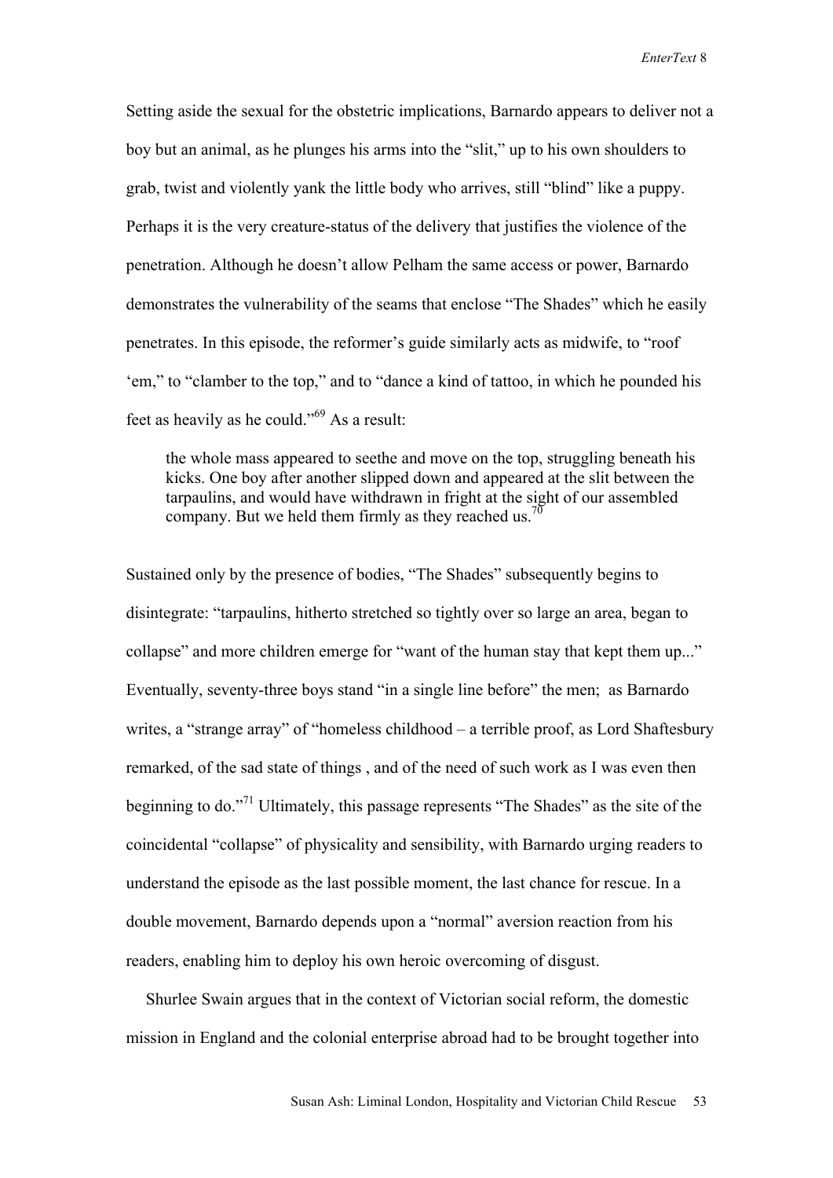Setting aside the sexual for the obstetric implications, Barnardo appears to deliver not a boy but an animal, as he plunges his arms into the "slit," up to his own shoulders to grab, twist and violently yank the little body who arrives, still "blind" like a puppy. Perhaps it is the very creature-status of the delivery that justifies the violence of the penetration. Although he doesn't allow Pelham the same access or power, Barnardo demonstrates the vulnerability of the seams that enclose "The Shades" which he easily penetrates. In this episode, the reformer's guide similarly acts as midwife, to "roof 'em," to "clamber to the top," and to "dance a kind of tattoo, in which he pounded his feet as heavily as he could."[69] As a result:

> the whole mass appeared to seethe and move on the top, struggling beneath his kicks. One boy after another slipped down and appeared at the slit between the tarpaulins, and would have withdrawn in fright at the sight of our assembled company. But we held them firmly as they reached us.[70]

Sustained only by the presence of bodies, "The Shades" subsequently begins to disintegrate: "tarpaulins, hitherto stretched so tightly over so large an area, began to collapse" and more children emerge for "want of the human stay that kept them up..." Eventually, seventy-three boys stand "in a single line before" the men; as Barnardo writes, a "strange array" of "homeless childhood – a terrible proof, as Lord Shaftesbury remarked, of the sad state of things , and of the need of such work as I was even then beginning to do."[71] Ultimately, this passage represents "The Shades" as the site of the coincidental "collapse" of physicality and sensibility, with Barnardo urging readers to understand the episode as the last possible moment, the last chance for rescue. In a double movement, Barnardo depends upon a "normal" aversion reaction from his readers, enabling him to deploy his own heroic overcoming of disgust.

Shurlee Swain argues that in the context of Victorian social reform, the domestic mission in England and the colonial enterprise abroad had to be brought together into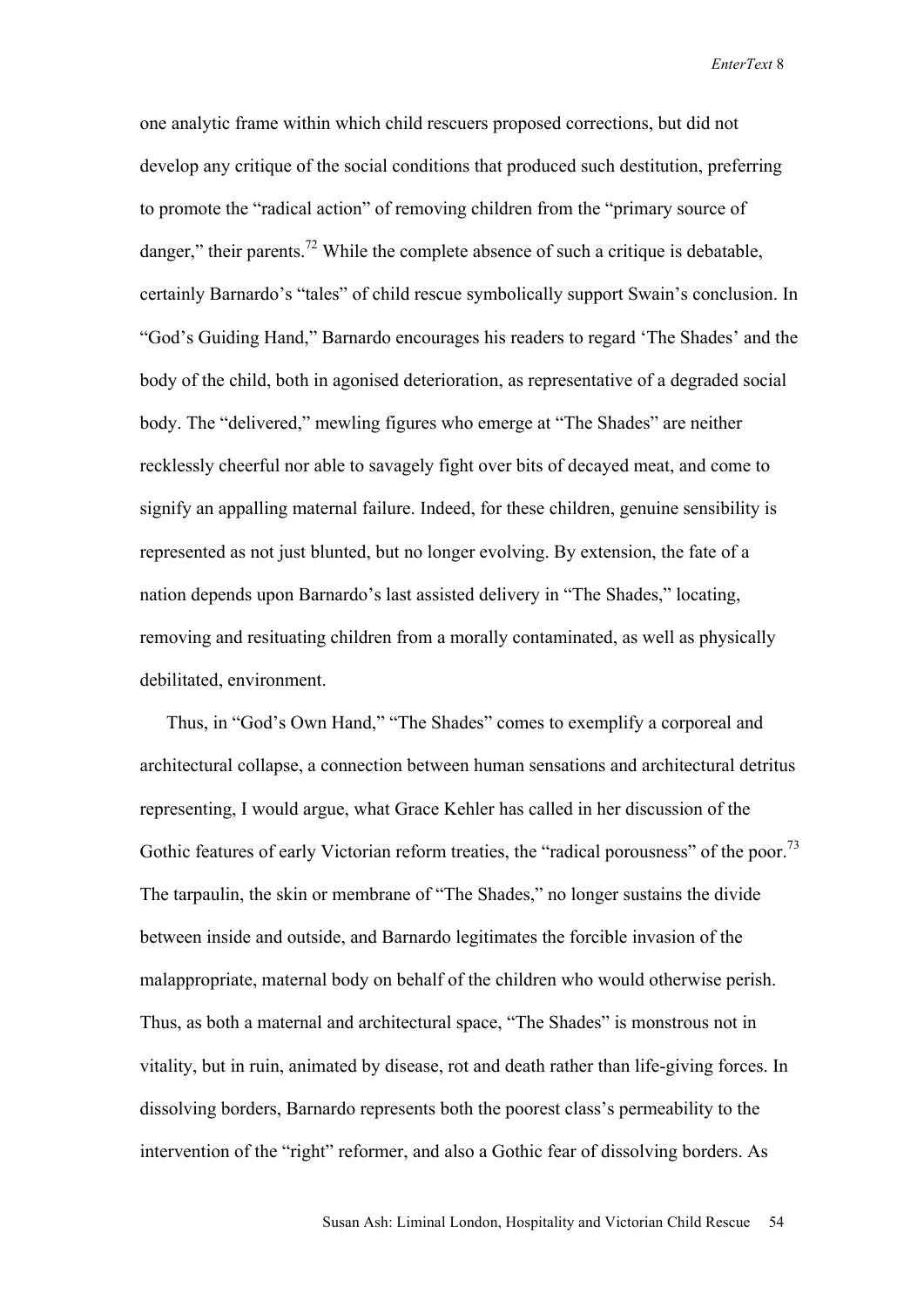one analytic frame within which child rescuers proposed corrections, but did not develop any critique of the social conditions that produced such destitution, preferring to promote the "radical action" of removing children from the "primary source of danger," their parents.[72] While the complete absence of such a critique is debatable, certainly Barnardo's "tales" of child rescue symbolically support Swain's conclusion. In "God's Guiding Hand," Barnardo encourages his readers to regard 'The Shades' and the body of the child, both in agonised deterioration, as representative of a degraded social body. The "delivered," mewling figures who emerge at "The Shades" are neither recklessly cheerful nor able to savagely fight over bits of decayed meat, and come to signify an appalling maternal failure. Indeed, for these children, genuine sensibility is represented as not just blunted, but no longer evolving. By extension, the fate of a nation depends upon Barnardo's last assisted delivery in "The Shades," locating, removing and resituating children from a morally contaminated, as well as physically debilitated, environment.

Thus, in "God's Own Hand," "The Shades" comes to exemplify a corporeal and architectural collapse, a connection between human sensations and architectural detritus representing, I would argue, what Grace Kehler has called in her discussion of the Gothic features of early Victorian reform treaties, the "radical porousness" of the poor.[73] The tarpaulin, the skin or membrane of "The Shades," no longer sustains the divide between inside and outside, and Barnardo legitimates the forcible invasion of the malappropriate, maternal body on behalf of the children who would otherwise perish. Thus, as both a maternal and architectural space, "The Shades" is monstrous not in vitality, but in ruin, animated by disease, rot and death rather than life-giving forces. In dissolving borders, Barnardo represents both the poorest class's permeability to the intervention of the "right" reformer, and also a Gothic fear of dissolving borders. As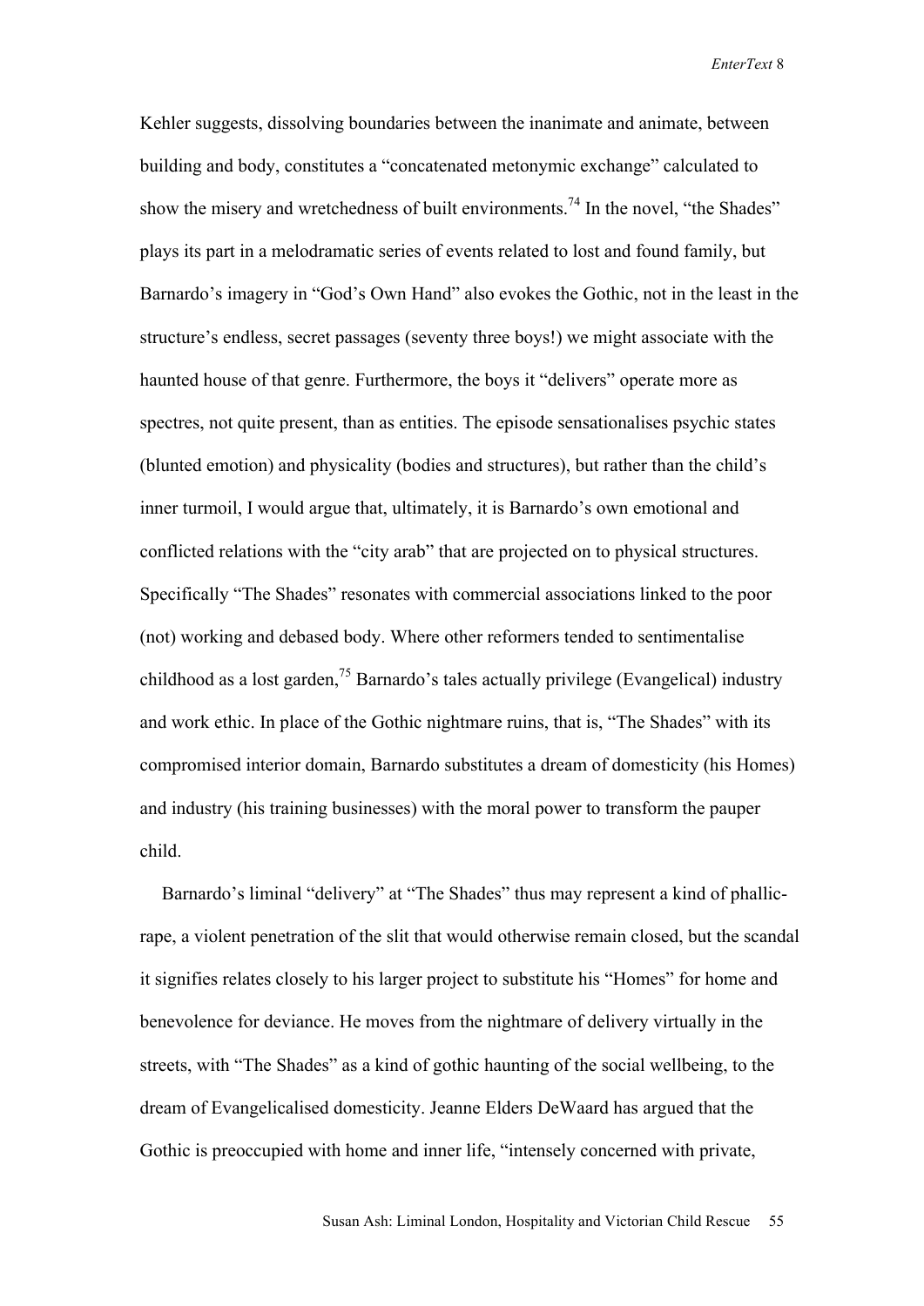Kehler suggests, dissolving boundaries between the inanimate and animate, between building and body, constitutes a "concatenated metonymic exchange" calculated to show the misery and wretchedness of built environments.[74] In the novel, "the Shades" plays its part in a melodramatic series of events related to lost and found family, but Barnardo's imagery in "God's Own Hand" also evokes the Gothic, not in the least in the structure's endless, secret passages (seventy three boys!) we might associate with the haunted house of that genre. Furthermore, the boys it "delivers" operate more as spectres, not quite present, than as entities. The episode sensationalises psychic states (blunted emotion) and physicality (bodies and structures), but rather than the child's inner turmoil, I would argue that, ultimately, it is Barnardo's own emotional and conflicted relations with the "city arab" that are projected on to physical structures. Specifically "The Shades" resonates with commercial associations linked to the poor (not) working and debased body. Where other reformers tended to sentimentalise childhood as a lost garden,[75] Barnardo's tales actually privilege (Evangelical) industry and work ethic. In place of the Gothic nightmare ruins, that is, "The Shades" with its compromised interior domain, Barnardo substitutes a dream of domesticity (his Homes) and industry (his training businesses) with the moral power to transform the pauper child.

Barnardo's liminal "delivery" at "The Shades" thus may represent a kind of phallic-rape, a violent penetration of the slit that would otherwise remain closed, but the scandal it signifies relates closely to his larger project to substitute his "Homes" for home and benevolence for deviance. He moves from the nightmare of delivery virtually in the streets, with "The Shades" as a kind of gothic haunting of the social wellbeing, to the dream of Evangelicalised domesticity. Jeanne Elders DeWaard has argued that the Gothic is preoccupied with home and inner life, "intensely concerned with private,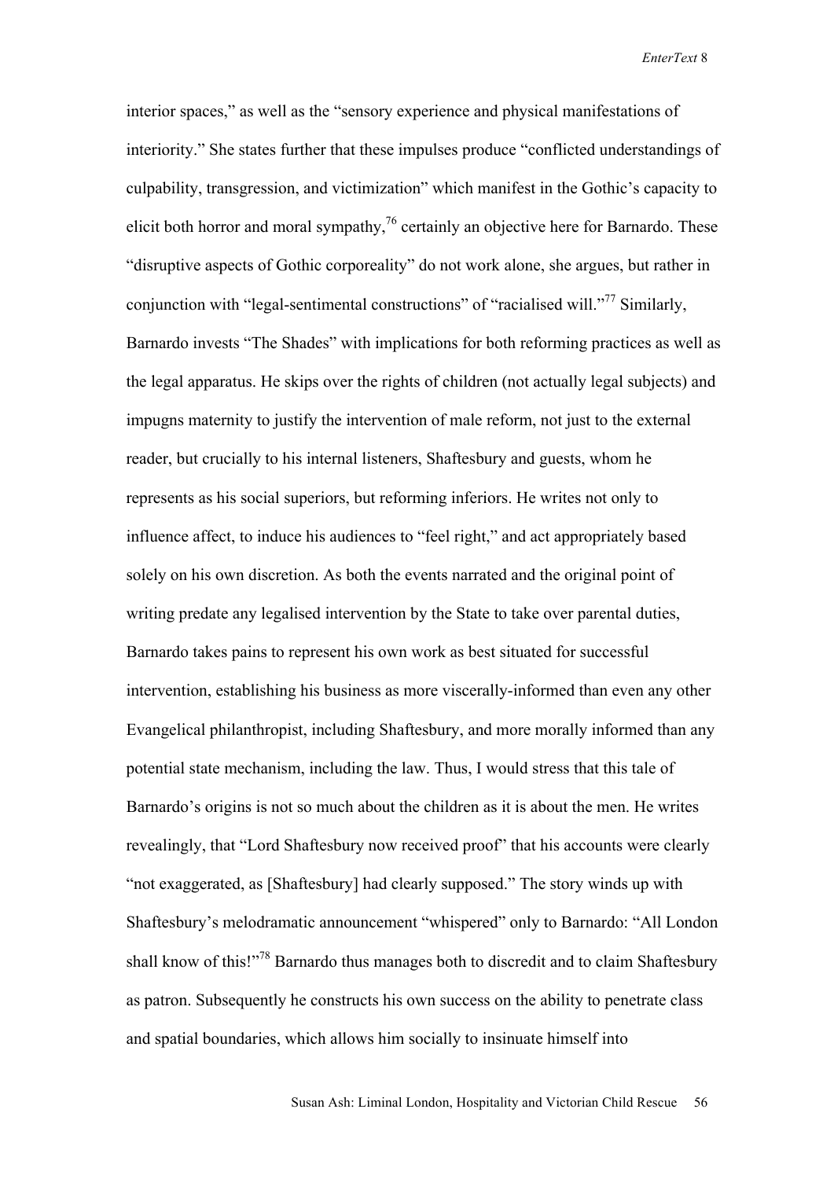interior spaces," as well as the "sensory experience and physical manifestations of interiority." She states further that these impulses produce "conflicted understandings of culpability, transgression, and victimization" which manifest in the Gothic's capacity to elicit both horror and moral sympathy,[76] certainly an objective here for Barnardo. These "disruptive aspects of Gothic corporeality" do not work alone, she argues, but rather in conjunction with "legal-sentimental constructions" of "racialised will."[77] Similarly, Barnardo invests "The Shades" with implications for both reforming practices as well as the legal apparatus. He skips over the rights of children (not actually legal subjects) and impugns maternity to justify the intervention of male reform, not just to the external reader, but crucially to his internal listeners, Shaftesbury and guests, whom he represents as his social superiors, but reforming inferiors. He writes not only to influence affect, to induce his audiences to "feel right," and act appropriately based solely on his own discretion. As both the events narrated and the original point of writing predate any legalised intervention by the State to take over parental duties, Barnardo takes pains to represent his own work as best situated for successful intervention, establishing his business as more viscerally-informed than even any other Evangelical philanthropist, including Shaftesbury, and more morally informed than any potential state mechanism, including the law. Thus, I would stress that this tale of Barnardo's origins is not so much about the children as it is about the men. He writes revealingly, that "Lord Shaftesbury now received proof" that his accounts were clearly "not exaggerated, as [Shaftesbury] had clearly supposed." The story winds up with Shaftesbury's melodramatic announcement "whispered" only to Barnardo: "All London shall know of this!"[78] Barnardo thus manages both to discredit and to claim Shaftesbury as patron. Subsequently he constructs his own success on the ability to penetrate class and spatial boundaries, which allows him socially to insinuate himself into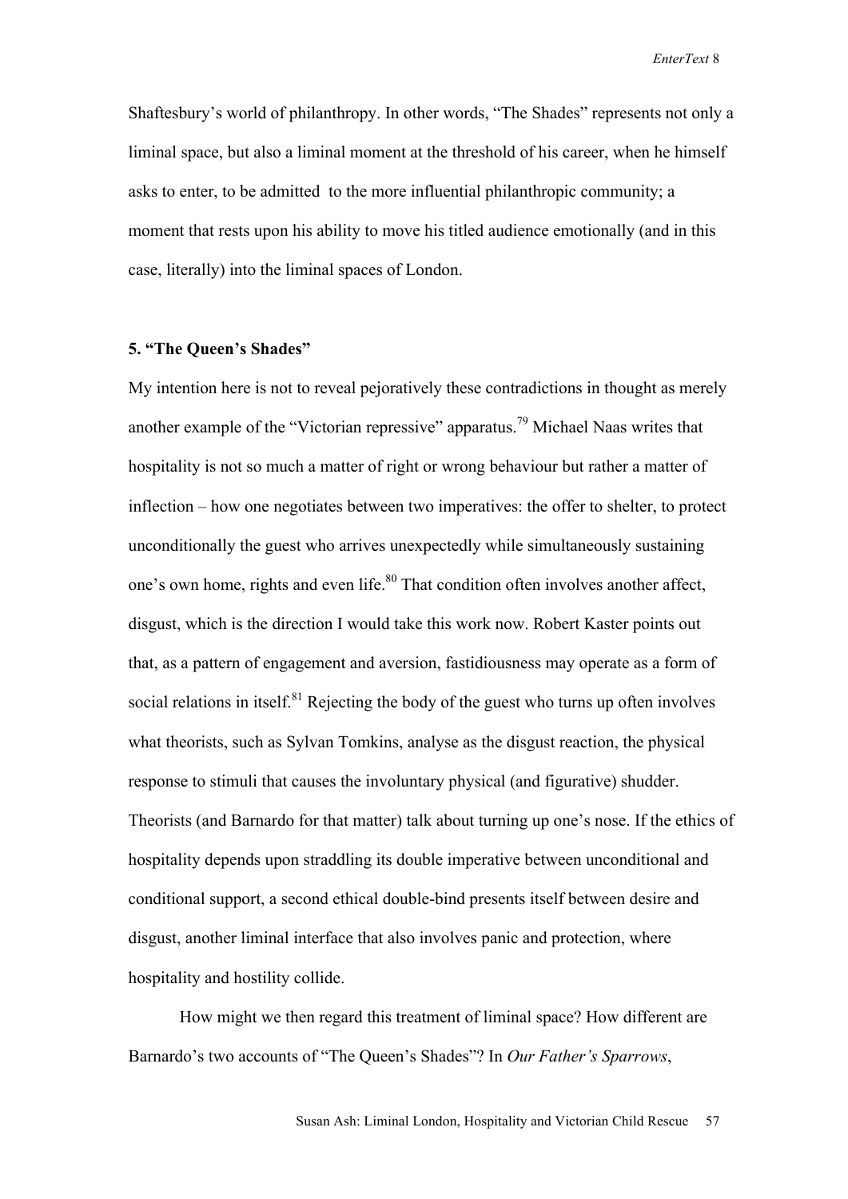Shaftesbury's world of philanthropy. In other words, "The Shades" represents not only a liminal space, but also a liminal moment at the threshold of his career, when he himself asks to enter, to be admitted to the more influential philanthropic community; a moment that rests upon his ability to move his titled audience emotionally (and in this case, literally) into the liminal spaces of London.

### 5. "The Queen's Shades"

My intention here is not to reveal pejoratively these contradictions in thought as merely another example of the "Victorian repressive" apparatus.[79] Michael Naas writes that hospitality is not so much a matter of right or wrong behaviour but rather a matter of inflection – how one negotiates between two imperatives: the offer to shelter, to protect unconditionally the guest who arrives unexpectedly while simultaneously sustaining one's own home, rights and even life.[80] That condition often involves another affect, disgust, which is the direction I would take this work now. Robert Kaster points out that, as a pattern of engagement and aversion, fastidiousness may operate as a form of social relations in itself.[81] Rejecting the body of the guest who turns up often involves what theorists, such as Sylvan Tomkins, analyse as the disgust reaction, the physical response to stimuli that causes the involuntary physical (and figurative) shudder. Theorists (and Barnardo for that matter) talk about turning up one's nose. If the ethics of hospitality depends upon straddling its double imperative between unconditional and conditional support, a second ethical double-bind presents itself between desire and disgust, another liminal interface that also involves panic and protection, where hospitality and hostility collide.

How might we then regard this treatment of liminal space? How different are Barnardo's two accounts of "The Queen's Shades"? In *Our Father's Sparrows*,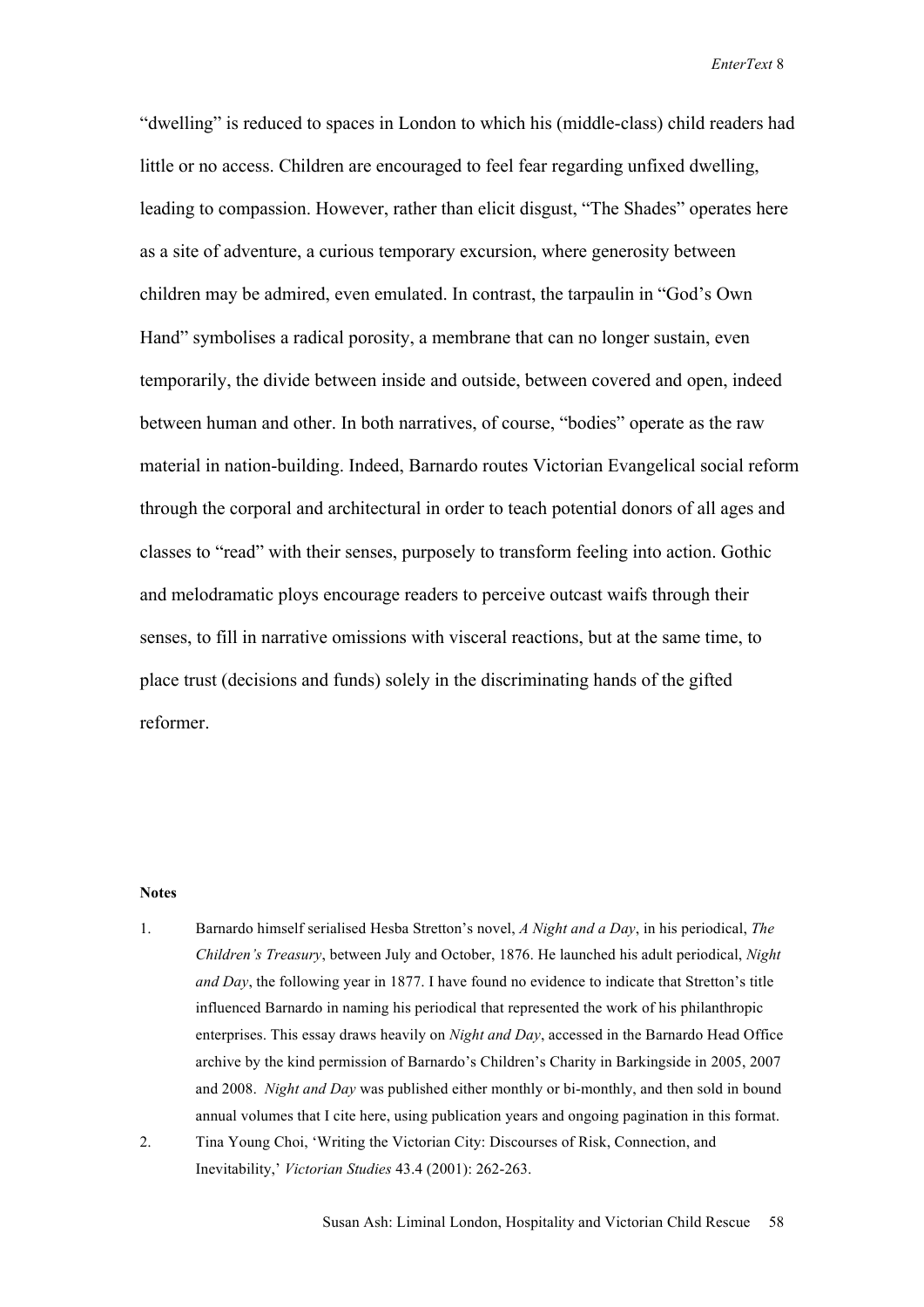"dwelling" is reduced to spaces in London to which his (middle-class) child readers had little or no access. Children are encouraged to feel fear regarding unfixed dwelling, leading to compassion. However, rather than elicit disgust, "The Shades" operates here as a site of adventure, a curious temporary excursion, where generosity between children may be admired, even emulated. In contrast, the tarpaulin in "God's Own Hand" symbolises a radical porosity, a membrane that can no longer sustain, even temporarily, the divide between inside and outside, between covered and open, indeed between human and other. In both narratives, of course, "bodies" operate as the raw material in nation-building. Indeed, Barnardo routes Victorian Evangelical social reform through the corporal and architectural in order to teach potential donors of all ages and classes to "read" with their senses, purposely to transform feeling into action. Gothic and melodramatic ploys encourage readers to perceive outcast waifs through their senses, to fill in narrative omissions with visceral reactions, but at the same time, to place trust (decisions and funds) solely in the discriminating hands of the gifted reformer.

**Notes**

1. Barnardo himself serialised Hesba Stretton's novel, *A Night and a Day*, in his periodical, *The Children's Treasury*, between July and October, 1876. He launched his adult periodical, *Night and Day*, the following year in 1877. I have found no evidence to indicate that Stretton's title influenced Barnardo in naming his periodical that represented the work of his philanthropic enterprises. This essay draws heavily on *Night and Day*, accessed in the Barnardo Head Office archive by the kind permission of Barnardo's Children's Charity in Barkingside in 2005, 2007 and 2008. *Night and Day* was published either monthly or bi-monthly, and then sold in bound annual volumes that I cite here, using publication years and ongoing pagination in this format.
2. Tina Young Choi, 'Writing the Victorian City: Discourses of Risk, Connection, and Inevitability,' *Victorian Studies* 43.4 (2001): 262-263.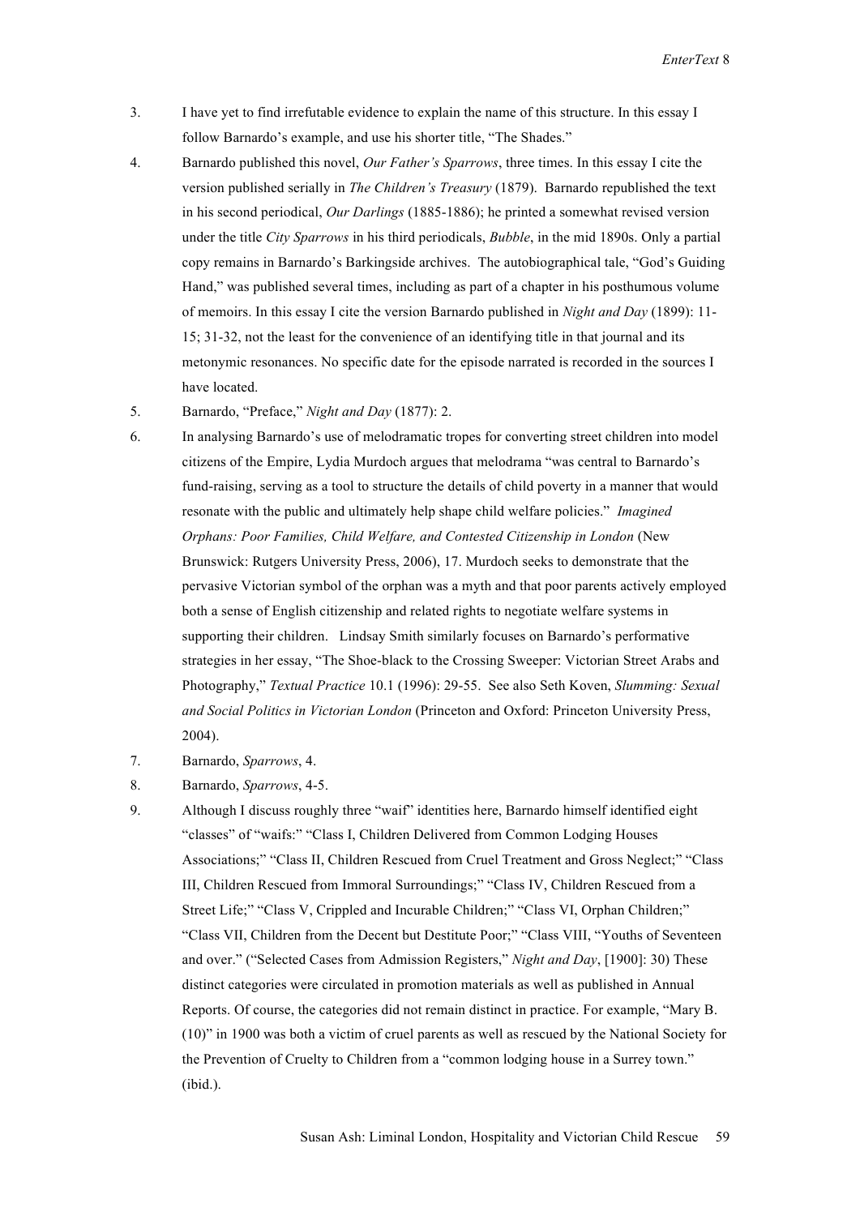3. I have yet to find irrefutable evidence to explain the name of this structure. In this essay I follow Barnardo's example, and use his shorter title, "The Shades."

4. Barnardo published this novel, *Our Father's Sparrows*, three times. In this essay I cite the version published serially in *The Children's Treasury* (1879). Barnardo republished the text in his second periodical, *Our Darlings* (1885-1886); he printed a somewhat revised version under the title *City Sparrows* in his third periodicals, *Bubble*, in the mid 1890s. Only a partial copy remains in Barnardo's Barkingside archives. The autobiographical tale, "God's Guiding Hand," was published several times, including as part of a chapter in his posthumous volume of memoirs. In this essay I cite the version Barnardo published in *Night and Day* (1899): 11-15; 31-32, not the least for the convenience of an identifying title in that journal and its metonymic resonances. No specific date for the episode narrated is recorded in the sources I have located.

5. Barnardo, "Preface," *Night and Day* (1877): 2.

6. In analysing Barnardo's use of melodramatic tropes for converting street children into model citizens of the Empire, Lydia Murdoch argues that melodrama "was central to Barnardo's fund-raising, serving as a tool to structure the details of child poverty in a manner that would resonate with the public and ultimately help shape child welfare policies." *Imagined Orphans: Poor Families, Child Welfare, and Contested Citizenship in London* (New Brunswick: Rutgers University Press, 2006), 17. Murdoch seeks to demonstrate that the pervasive Victorian symbol of the orphan was a myth and that poor parents actively employed both a sense of English citizenship and related rights to negotiate welfare systems in supporting their children. Lindsay Smith similarly focuses on Barnardo's performative strategies in her essay, "The Shoe-black to the Crossing Sweeper: Victorian Street Arabs and Photography," *Textual Practice* 10.1 (1996): 29-55. See also Seth Koven, *Slumming: Sexual and Social Politics in Victorian London* (Princeton and Oxford: Princeton University Press, 2004).

7. Barnardo, *Sparrows*, 4.

8. Barnardo, *Sparrows*, 4-5.

9. Although I discuss roughly three "waif" identities here, Barnardo himself identified eight "classes" of "waifs:" "Class I, Children Delivered from Common Lodging Houses Associations;" "Class II, Children Rescued from Cruel Treatment and Gross Neglect;" "Class III, Children Rescued from Immoral Surroundings;" "Class IV, Children Rescued from a Street Life;" "Class V, Crippled and Incurable Children;" "Class VI, Orphan Children;" "Class VII, Children from the Decent but Destitute Poor;" "Class VIII, "Youths of Seventeen and over." ("Selected Cases from Admission Registers," *Night and Day*, [1900]: 30) These distinct categories were circulated in promotion materials as well as published in Annual Reports. Of course, the categories did not remain distinct in practice. For example, "Mary B. (10)" in 1900 was both a victim of cruel parents as well as rescued by the National Society for the Prevention of Cruelty to Children from a "common lodging house in a Surrey town." (ibid.).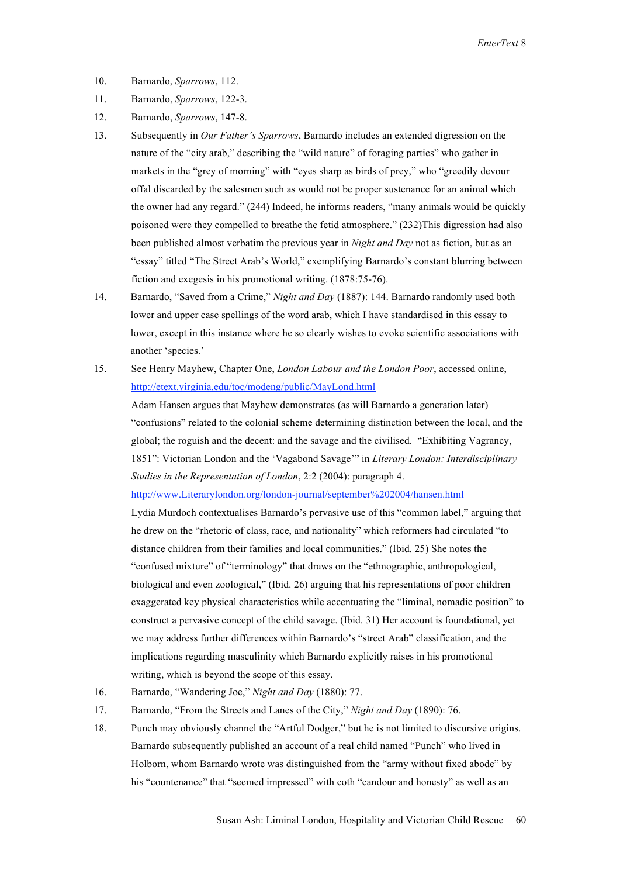10. Barnardo, *Sparrows*, 112.
11. Barnardo, *Sparrows*, 122-3.
12. Barnardo, *Sparrows*, 147-8.
13. Subsequently in *Our Father's Sparrows*, Barnardo includes an extended digression on the nature of the "city arab," describing the "wild nature" of foraging parties" who gather in markets in the "grey of morning" with "eyes sharp as birds of prey," who "greedily devour offal discarded by the salesmen such as would not be proper sustenance for an animal which the owner had any regard." (244) Indeed, he informs readers, "many animals would be quickly poisoned were they compelled to breathe the fetid atmosphere." (232)This digression had also been published almost verbatim the previous year in *Night and Day* not as fiction, but as an "essay" titled "The Street Arab's World," exemplifying Barnardo's constant blurring between fiction and exegesis in his promotional writing. (1878:75-76).
14. Barnardo, "Saved from a Crime," *Night and Day* (1887): 144. Barnardo randomly used both lower and upper case spellings of the word arab, which I have standardised in this essay to lower, except in this instance where he so clearly wishes to evoke scientific associations with another 'species.'
15. See Henry Mayhew, Chapter One, *London Labour and the London Poor*, accessed online, http://etext.virginia.edu/toc/modeng/public/MayLond.html

    Adam Hansen argues that Mayhew demonstrates (as will Barnardo a generation later) "confusions" related to the colonial scheme determining distinction between the local, and the global; the roguish and the decent: and the savage and the civilised. "Exhibiting Vagrancy, 1851": Victorian London and the 'Vagabond Savage'" in *Literary London: Interdisciplinary Studies in the Representation of London*, 2:2 (2004): paragraph 4. http://www.Literarylondon.org/london-journal/september%202004/hansen.html

    Lydia Murdoch contextualises Barnardo's pervasive use of this "common label," arguing that he drew on the "rhetoric of class, race, and nationality" which reformers had circulated "to distance children from their families and local communities." (Ibid. 25) She notes the "confused mixture" of "terminology" that draws on the "ethnographic, anthropological, biological and even zoological," (Ibid. 26) arguing that his representations of poor children exaggerated key physical characteristics while accentuating the "liminal, nomadic position" to construct a pervasive concept of the child savage. (Ibid. 31) Her account is foundational, yet we may address further differences within Barnardo's "street Arab" classification, and the implications regarding masculinity which Barnardo explicitly raises in his promotional writing, which is beyond the scope of this essay.
16. Barnardo, "Wandering Joe," *Night and Day* (1880): 77.
17. Barnardo, "From the Streets and Lanes of the City," *Night and Day* (1890): 76.
18. Punch may obviously channel the "Artful Dodger," but he is not limited to discursive origins. Barnardo subsequently published an account of a real child named "Punch" who lived in Holborn, whom Barnardo wrote was distinguished from the "army without fixed abode" by his "countenance" that "seemed impressed" with coth "candour and honesty" as well as an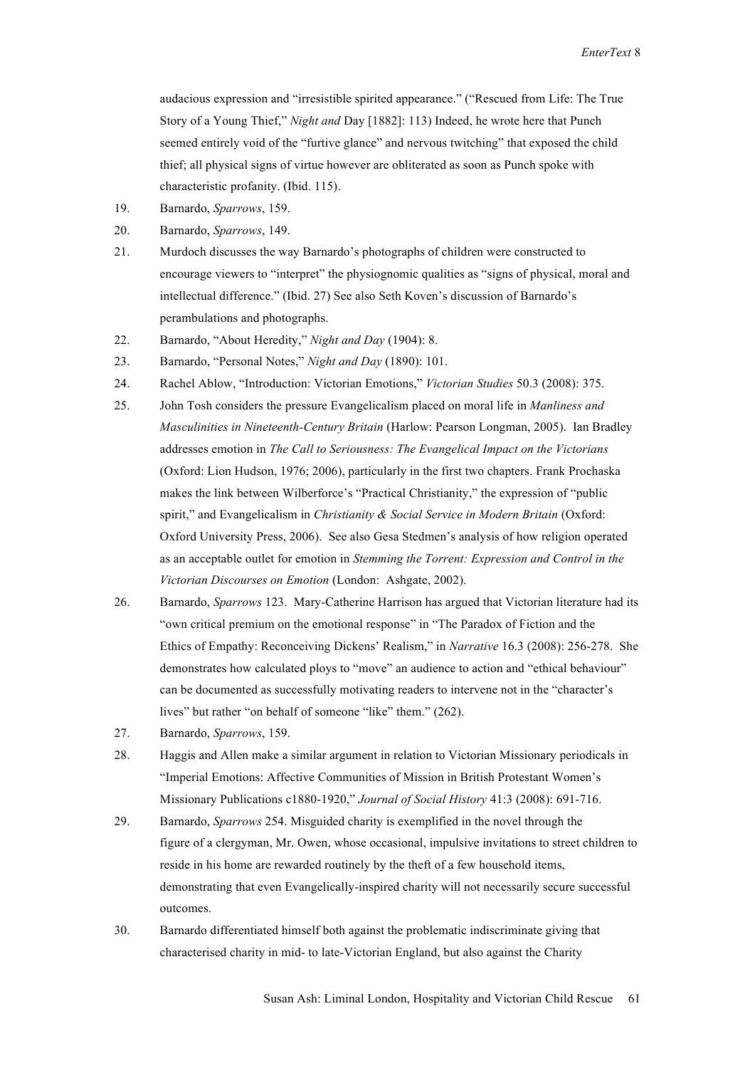audacious expression and "irresistible spirited appearance." ("Rescued from Life: The True Story of a Young Thief," *Night and* Day [1882]: 113) Indeed, he wrote here that Punch seemed entirely void of the "furtive glance" and nervous twitching" that exposed the child thief; all physical signs of virtue however are obliterated as soon as Punch spoke with characteristic profanity. (Ibid. 115).

19. Barnardo, *Sparrows*, 159.
20. Barnardo, *Sparrows*, 149.
21. Murdoch discusses the way Barnardo's photographs of children were constructed to encourage viewers to "interpret" the physiognomic qualities as "signs of physical, moral and intellectual difference." (Ibid. 27) See also Seth Koven's discussion of Barnardo's perambulations and photographs.
22. Barnardo, "About Heredity," *Night and Day* (1904): 8.
23. Barnardo, "Personal Notes," *Night and Day* (1890): 101.
24. Rachel Ablow, "Introduction: Victorian Emotions," *Victorian Studies* 50.3 (2008): 375.
25. John Tosh considers the pressure Evangelicalism placed on moral life in *Manliness and Masculinities in Nineteenth-Century Britain* (Harlow: Pearson Longman, 2005). Ian Bradley addresses emotion in *The Call to Seriousness: The Evangelical Impact on the Victorians* (Oxford: Lion Hudson, 1976; 2006), particularly in the first two chapters. Frank Prochaska makes the link between Wilberforce's "Practical Christianity," the expression of "public spirit," and Evangelicalism in *Christianity & Social Service in Modern Britain* (Oxford: Oxford University Press, 2006). See also Gesa Stedmen's analysis of how religion operated as an acceptable outlet for emotion in *Stemming the Torrent: Expression and Control in the Victorian Discourses on Emotion* (London: Ashgate, 2002).
26. Barnardo, *Sparrows* 123. Mary-Catherine Harrison has argued that Victorian literature had its "own critical premium on the emotional response" in "The Paradox of Fiction and the Ethics of Empathy: Reconceiving Dickens' Realism," in *Narrative* 16.3 (2008): 256-278. She demonstrates how calculated ploys to "move" an audience to action and "ethical behaviour" can be documented as successfully motivating readers to intervene not in the "character's lives" but rather "on behalf of someone "like" them." (262).
27. Barnardo, *Sparrows*, 159.
28. Haggis and Allen make a similar argument in relation to Victorian Missionary periodicals in "Imperial Emotions: Affective Communities of Mission in British Protestant Women's Missionary Publications c1880-1920," *Journal of Social History* 41:3 (2008): 691-716.
29. Barnardo, *Sparrows* 254. Misguided charity is exemplified in the novel through the figure of a clergyman, Mr. Owen, whose occasional, impulsive invitations to street children to reside in his home are rewarded routinely by the theft of a few household items, demonstrating that even Evangelically-inspired charity will not necessarily secure successful outcomes.
30. Barnardo differentiated himself both against the problematic indiscriminate giving that characterised charity in mid- to late-Victorian England, but also against the Charity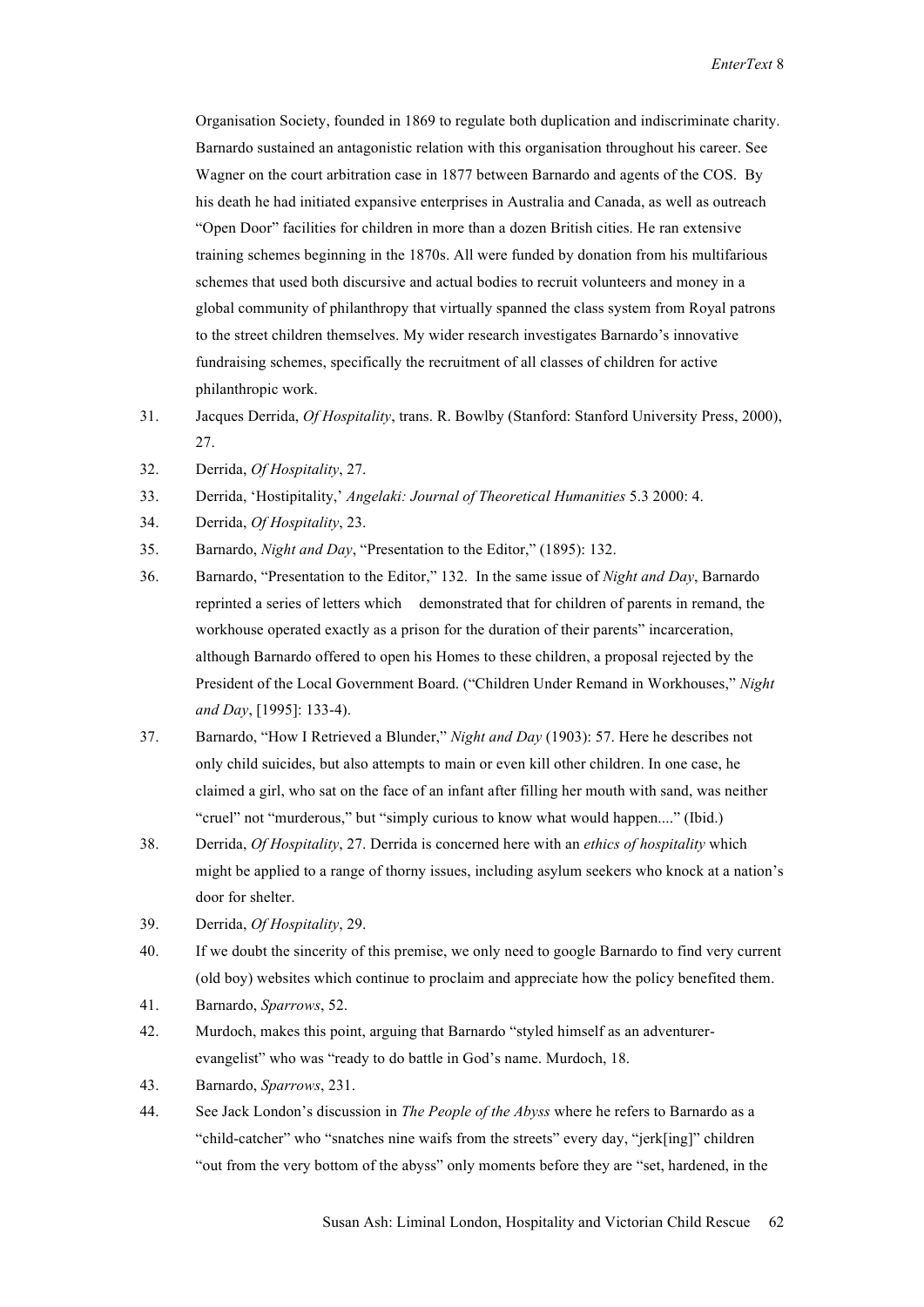Organisation Society, founded in 1869 to regulate both duplication and indiscriminate charity. Barnardo sustained an antagonistic relation with this organisation throughout his career. See Wagner on the court arbitration case in 1877 between Barnardo and agents of the COS. By his death he had initiated expansive enterprises in Australia and Canada, as well as outreach "Open Door" facilities for children in more than a dozen British cities. He ran extensive training schemes beginning in the 1870s. All were funded by donation from his multifarious schemes that used both discursive and actual bodies to recruit volunteers and money in a global community of philanthropy that virtually spanned the class system from Royal patrons to the street children themselves. My wider research investigates Barnardo's innovative fundraising schemes, specifically the recruitment of all classes of children for active philanthropic work.

31. Jacques Derrida, *Of Hospitality*, trans. R. Bowlby (Stanford: Stanford University Press, 2000), 27.
32. Derrida, *Of Hospitality*, 27.
33. Derrida, 'Hostipitality,' *Angelaki: Journal of Theoretical Humanities* 5.3 2000: 4.
34. Derrida, *Of Hospitality*, 23.
35. Barnardo, *Night and Day*, "Presentation to the Editor," (1895): 132.
36. Barnardo, "Presentation to the Editor," 132. In the same issue of *Night and Day*, Barnardo reprinted a series of letters which demonstrated that for children of parents in remand, the workhouse operated exactly as a prison for the duration of their parents" incarceration, although Barnardo offered to open his Homes to these children, a proposal rejected by the President of the Local Government Board. ("Children Under Remand in Workhouses," *Night and Day*, [1995]: 133-4).
37. Barnardo, "How I Retrieved a Blunder," *Night and Day* (1903): 57. Here he describes not only child suicides, but also attempts to main or even kill other children. In one case, he claimed a girl, who sat on the face of an infant after filling her mouth with sand, was neither "cruel" not "murderous," but "simply curious to know what would happen...." (Ibid.)
38. Derrida, *Of Hospitality*, 27. Derrida is concerned here with an *ethics of hospitality* which might be applied to a range of thorny issues, including asylum seekers who knock at a nation's door for shelter.
39. Derrida, *Of Hospitality*, 29.
40. If we doubt the sincerity of this premise, we only need to google Barnardo to find very current (old boy) websites which continue to proclaim and appreciate how the policy benefited them.
41. Barnardo, *Sparrows*, 52.
42. Murdoch, makes this point, arguing that Barnardo "styled himself as an adventurer-evangelist" who was "ready to do battle in God's name. Murdoch, 18.
43. Barnardo, *Sparrows*, 231.
44. See Jack London's discussion in *The People of the Abyss* where he refers to Barnardo as a "child-catcher" who "snatches nine waifs from the streets" every day, "jerk[ing]" children "out from the very bottom of the abyss" only moments before they are "set, hardened, in the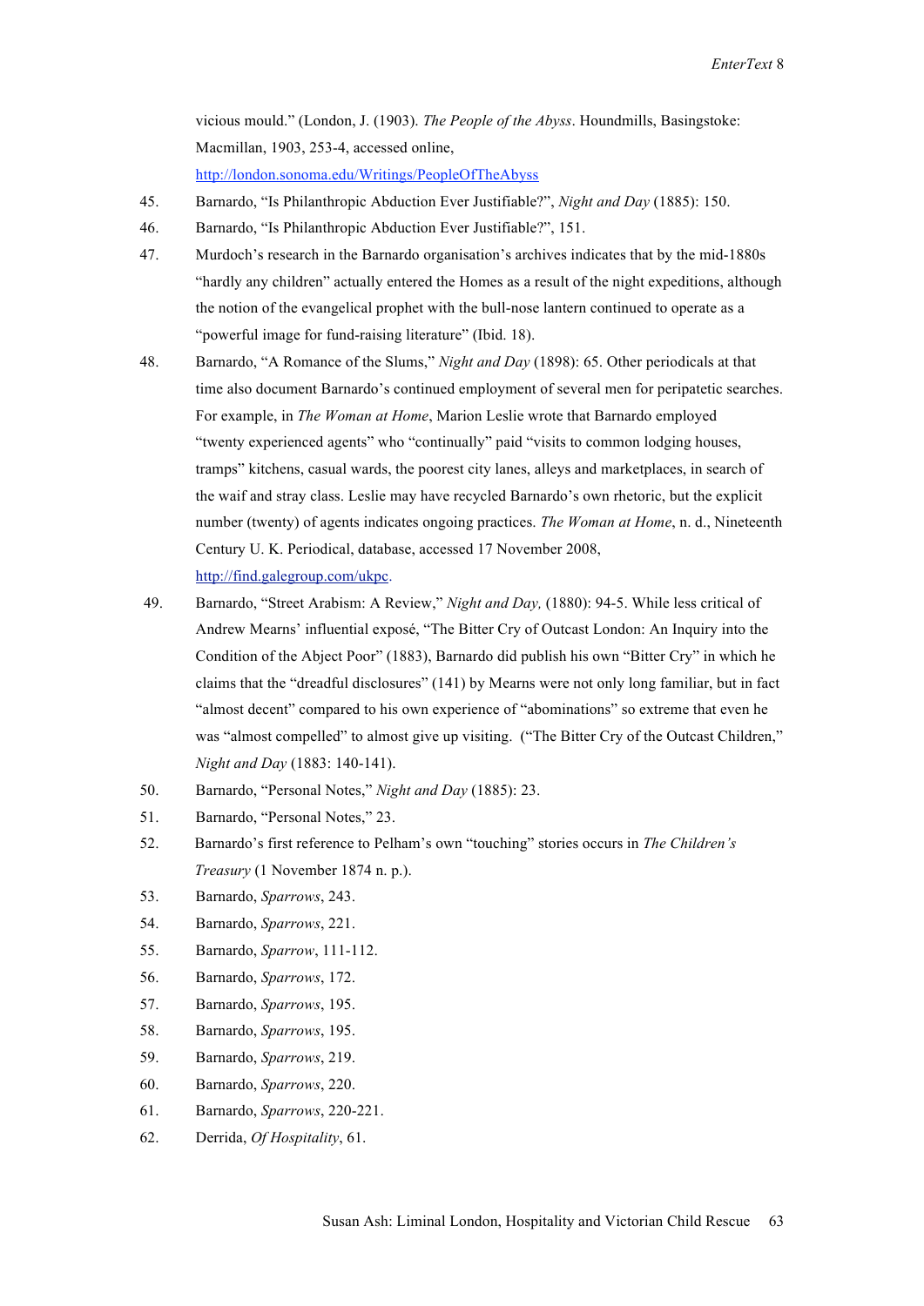vicious mould." (London, J. (1903). *The People of the Abyss*. Houndmills, Basingstoke: Macmillan, 1903, 253-4, accessed online, http://london.sonoma.edu/Writings/PeopleOfTheAbyss

45. Barnardo, "Is Philanthropic Abduction Ever Justifiable?", *Night and Day* (1885): 150.
46. Barnardo, "Is Philanthropic Abduction Ever Justifiable?", 151.
47. Murdoch's research in the Barnardo organisation's archives indicates that by the mid-1880s "hardly any children" actually entered the Homes as a result of the night expeditions, although the notion of the evangelical prophet with the bull-nose lantern continued to operate as a "powerful image for fund-raising literature" (Ibid. 18).
48. Barnardo, "A Romance of the Slums," *Night and Day* (1898): 65. Other periodicals at that time also document Barnardo's continued employment of several men for peripatetic searches. For example, in *The Woman at Home*, Marion Leslie wrote that Barnardo employed "twenty experienced agents" who "continually" paid "visits to common lodging houses, tramps" kitchens, casual wards, the poorest city lanes, alleys and marketplaces, in search of the waif and stray class. Leslie may have recycled Barnardo's own rhetoric, but the explicit number (twenty) of agents indicates ongoing practices. *The Woman at Home*, n. d., Nineteenth Century U. K. Periodical, database, accessed 17 November 2008, http://find.galegroup.com/ukpc.
49. Barnardo, "Street Arabism: A Review," *Night and Day,* (1880): 94-5. While less critical of Andrew Mearns' influential exposé, "The Bitter Cry of Outcast London: An Inquiry into the Condition of the Abject Poor" (1883), Barnardo did publish his own "Bitter Cry" in which he claims that the "dreadful disclosures" (141) by Mearns were not only long familiar, but in fact "almost decent" compared to his own experience of "abominations" so extreme that even he was "almost compelled" to almost give up visiting. ("The Bitter Cry of the Outcast Children," *Night and Day* (1883: 140-141).
50. Barnardo, "Personal Notes," *Night and Day* (1885): 23.
51. Barnardo, "Personal Notes," 23.
52. Barnardo's first reference to Pelham's own "touching" stories occurs in *The Children's Treasury* (1 November 1874 n. p.).
53. Barnardo, *Sparrows*, 243.
54. Barnardo, *Sparrows*, 221.
55. Barnardo, *Sparrow*, 111-112.
56. Barnardo, *Sparrows*, 172.
57. Barnardo, *Sparrows*, 195.
58. Barnardo, *Sparrows*, 195.
59. Barnardo, *Sparrows*, 219.
60. Barnardo, *Sparrows*, 220.
61. Barnardo, *Sparrows*, 220-221.
62. Derrida, *Of Hospitality*, 61.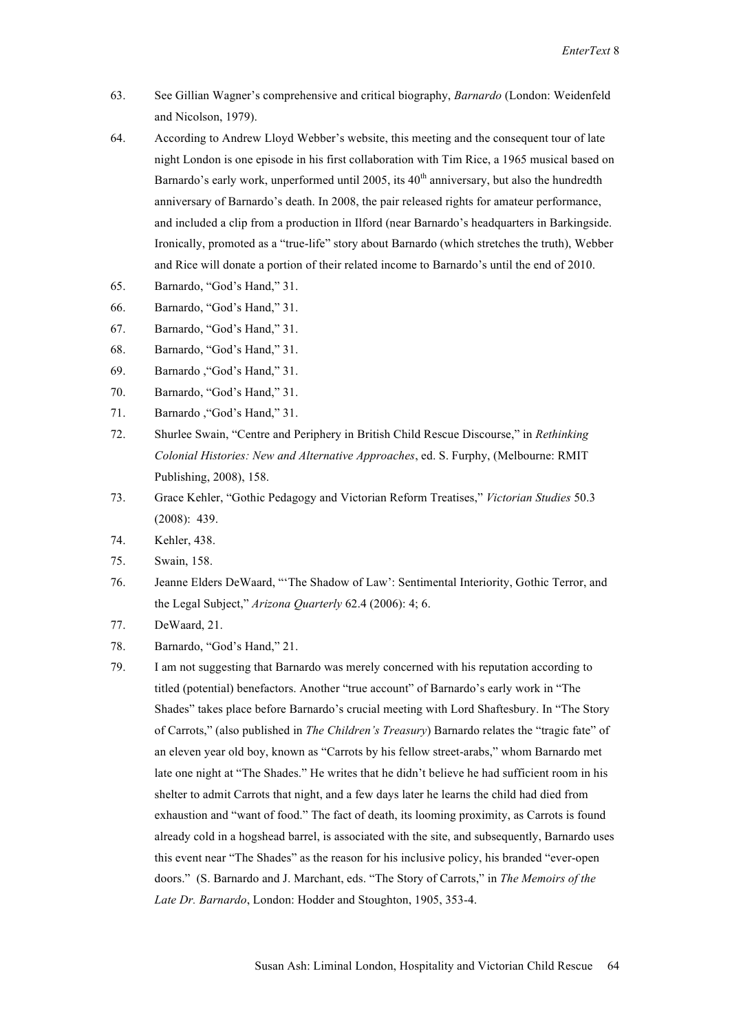63. See Gillian Wagner's comprehensive and critical biography, *Barnardo* (London: Weidenfeld and Nicolson, 1979).

64. According to Andrew Lloyd Webber's website, this meeting and the consequent tour of late night London is one episode in his first collaboration with Tim Rice, a 1965 musical based on Barnardo's early work, unperformed until 2005, its 40th anniversary, but also the hundredth anniversary of Barnardo's death. In 2008, the pair released rights for amateur performance, and included a clip from a production in Ilford (near Barnardo's headquarters in Barkingside. Ironically, promoted as a "true-life" story about Barnardo (which stretches the truth), Webber and Rice will donate a portion of their related income to Barnardo's until the end of 2010.

65. Barnardo, "God's Hand," 31.

66. Barnardo, "God's Hand," 31.

67. Barnardo, "God's Hand," 31.

68. Barnardo, "God's Hand," 31.

69. Barnardo ,"God's Hand," 31.

70. Barnardo, "God's Hand," 31.

71. Barnardo ,"God's Hand," 31.

72. Shurlee Swain, "Centre and Periphery in British Child Rescue Discourse," in *Rethinking Colonial Histories: New and Alternative Approaches*, ed. S. Furphy, (Melbourne: RMIT Publishing, 2008), 158.

73. Grace Kehler, "Gothic Pedagogy and Victorian Reform Treatises," *Victorian Studies* 50.3 (2008): 439.

74. Kehler, 438.

75. Swain, 158.

76. Jeanne Elders DeWaard, "'The Shadow of Law': Sentimental Interiority, Gothic Terror, and the Legal Subject," *Arizona Quarterly* 62.4 (2006): 4; 6.

77. DeWaard, 21.

78. Barnardo, "God's Hand," 21.

79. I am not suggesting that Barnardo was merely concerned with his reputation according to titled (potential) benefactors. Another "true account" of Barnardo's early work in "The Shades" takes place before Barnardo's crucial meeting with Lord Shaftesbury. In "The Story of Carrots," (also published in *The Children's Treasury*) Barnardo relates the "tragic fate" of an eleven year old boy, known as "Carrots by his fellow street-arabs," whom Barnardo met late one night at "The Shades." He writes that he didn't believe he had sufficient room in his shelter to admit Carrots that night, and a few days later he learns the child had died from exhaustion and "want of food." The fact of death, its looming proximity, as Carrots is found already cold in a hogshead barrel, is associated with the site, and subsequently, Barnardo uses this event near "The Shades" as the reason for his inclusive policy, his branded "ever-open doors." (S. Barnardo and J. Marchant, eds. "The Story of Carrots," in *The Memoirs of the Late Dr. Barnardo*, London: Hodder and Stoughton, 1905, 353-4.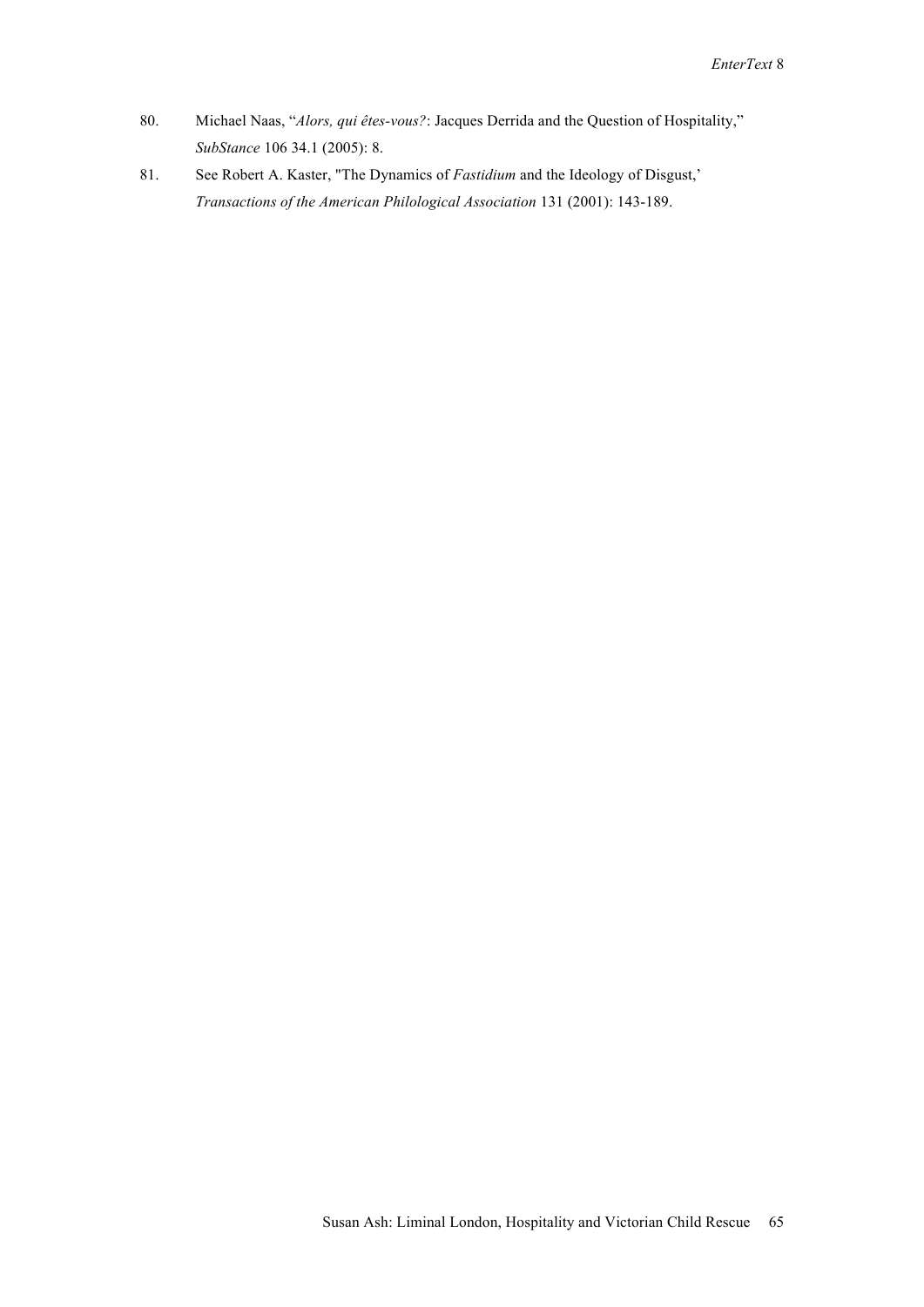80. Michael Naas, "*Alors, qui êtes-vous?*: Jacques Derrida and the Question of Hospitality," *SubStance* 106 34.1 (2005): 8.

81. See Robert A. Kaster, "The Dynamics of *Fastidium* and the Ideology of Disgust,' *Transactions of the American Philological Association* 131 (2001): 143-189.